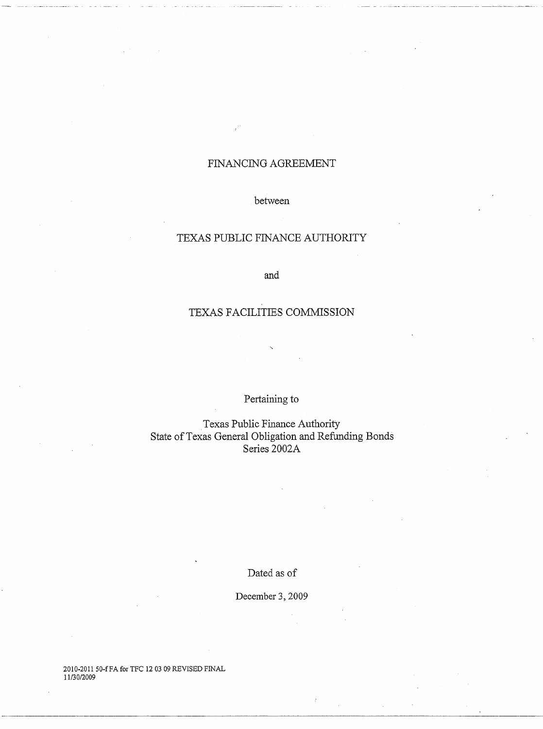# FINANCING AGREEMENT

between

## TEXAS PUBLIC FINANCE AUTHORITY

and

## TEXAS FACILITIES COMMISSION

Pertaining to

Texas Public Finance Authority
State of Texas General Obligation and Refunding Bonds
Series 2002A

Dated as of

December 3, 2009

2010-2011 50-f FA for TFC 12 03 09 REVISED FINAL
11/30/2009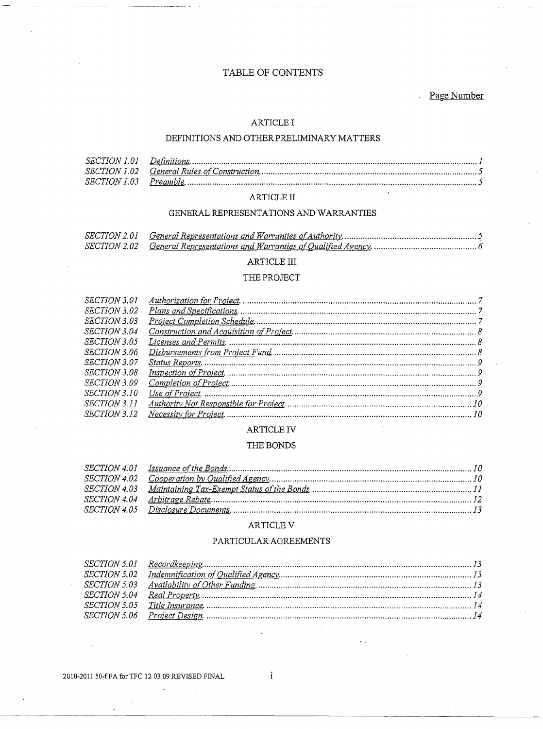# TABLE OF CONTENTS

Page Number

## ARTICLE I

### DEFINITIONS AND OTHER PRELIMINARY MATTERS

| | | |
|---|---|---|
| *SECTION 1.01* | *Definitions.* | *1* |
| *SECTION 1.02* | *General Rules of Construction.* | *5* |
| *SECTION 1.03* | *Preamble.* | *5* |

## ARTICLE II

### GENERAL REPRESENTATIONS AND WARRANTIES

| | | |
|---|---|---|
| *SECTION 2.01* | *General Representations and Warranties of Authority.* | *5* |
| *SECTION 2.02* | *General Representations and Warranties of Qualified Agency.* | *6* |

## ARTICLE III

### THE PROJECT

| | | |
|---|---|---|
| *SECTION 3.01* | *Authorization for Project.* | *7* |
| *SECTION 3.02* | *Plans and Specifications.* | *7* |
| *SECTION 3.03* | *Project Completion Schedule.* | *7* |
| *SECTION 3.04* | *Construction and Acquisition of Project.* | *8* |
| *SECTION 3.05* | *Licenses and Permits.* | *8* |
| *SECTION 3.06* | *Disbursements from Project Fund.* | *8* |
| *SECTION 3.07* | *Status Reports.* | *9* |
| *SECTION 3.08* | *Inspection of Project.* | *9* |
| *SECTION 3.09* | *Completion of Project.* | *9* |
| *SECTION 3.10* | *Use of Project.* | *9* |
| *SECTION 3.11* | *Authority Not Responsible for Project.* | *10* |
| *SECTION 3.12* | *Necessity for Project.* | *10* |

## ARTICLE IV

### THE BONDS

| | | |
|---|---|---|
| *SECTION 4.01* | *Issuance of the Bonds.* | *10* |
| *SECTION 4.02* | *Cooperation by Qualified Agency.* | *10* |
| *SECTION 4.03* | *Maintaining Tax-Exempt Status of the Bonds.* | *11* |
| *SECTION 4.04* | *Arbitrage Rebate.* | *12* |
| *SECTION 4.05* | *Disclosure Documents.* | *13* |

## ARTICLE V

### PARTICULAR AGREEMENTS

| | | |
|---|---|---|
| *SECTION 5.01* | *Recordkeeping.* | *13* |
| *SECTION 5.02* | *Indemnification of Qualified Agency.* | *13* |
| *SECTION 5.03* | *Availability of Other Funding.* | *13* |
| *SECTION 5.04* | *Real Property.* | *14* |
| *SECTION 5.05* | *Title Insurance.* | *14* |
| *SECTION 5.06* | *Project Design.* | *14* |

2010-2011 50-f FA for TFC 12 03 09 REVISED FINAL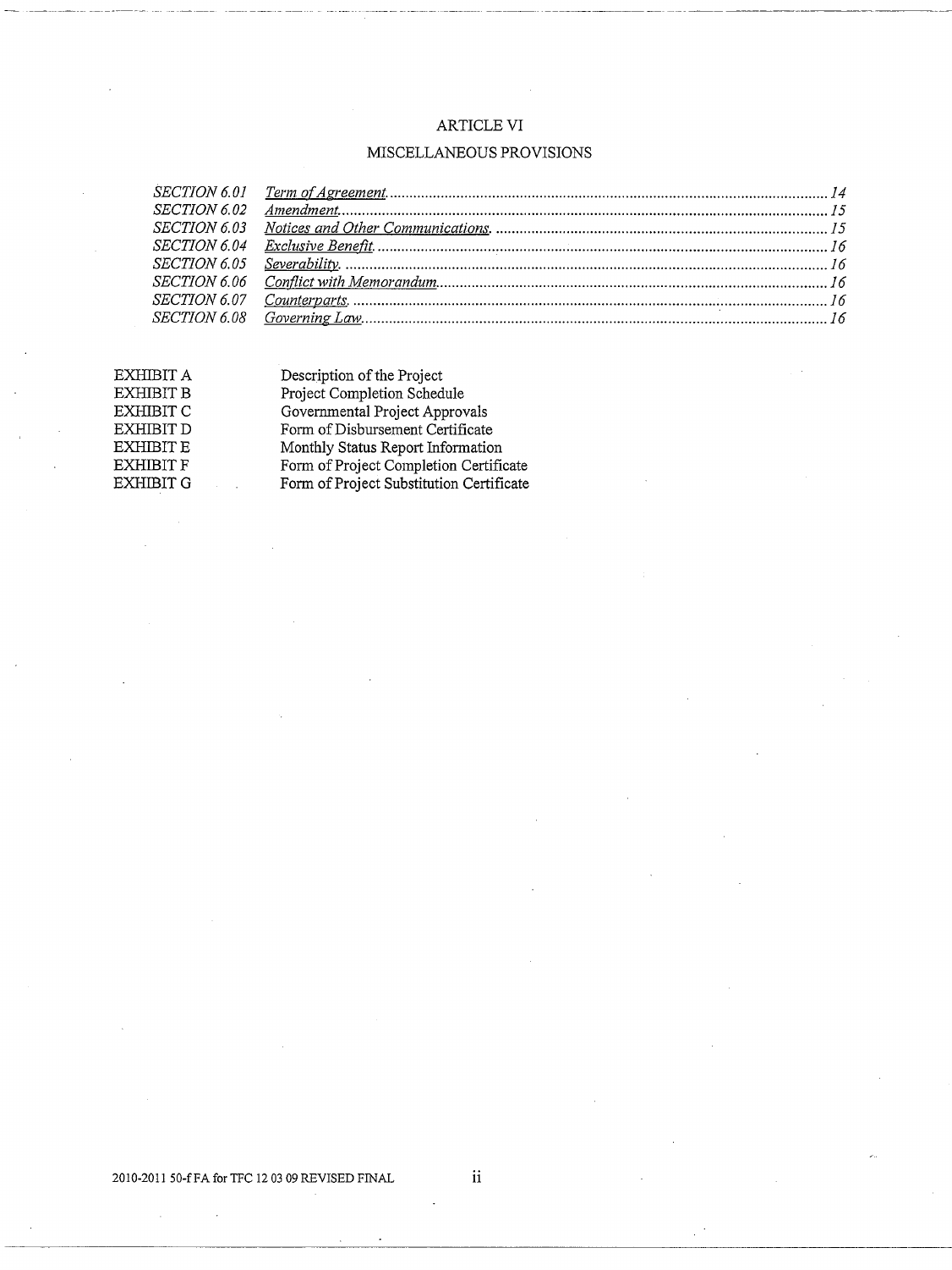## ARTICLE VI

## MISCELLANEOUS PROVISIONS

| | | |
|---|---|---|
| *SECTION 6.01* | *Term of Agreement* | *14* |
| *SECTION 6.02* | *Amendment* | *15* |
| *SECTION 6.03* | *Notices and Other Communications* | *15* |
| *SECTION 6.04* | *Exclusive Benefit* | *16* |
| *SECTION 6.05* | *Severability* | *16* |
| *SECTION 6.06* | *Conflict with Memorandum* | *16* |
| *SECTION 6.07* | *Counterparts* | *16* |
| *SECTION 6.08* | *Governing Law* | *16* |

| | |
|---|---|
| EXHIBIT A | Description of the Project |
| EXHIBIT B | Project Completion Schedule |
| EXHIBIT C | Governmental Project Approvals |
| EXHIBIT D | Form of Disbursement Certificate |
| EXHIBIT E | Monthly Status Report Information |
| EXHIBIT F | Form of Project Completion Certificate |
| EXHIBIT G | Form of Project Substitution Certificate |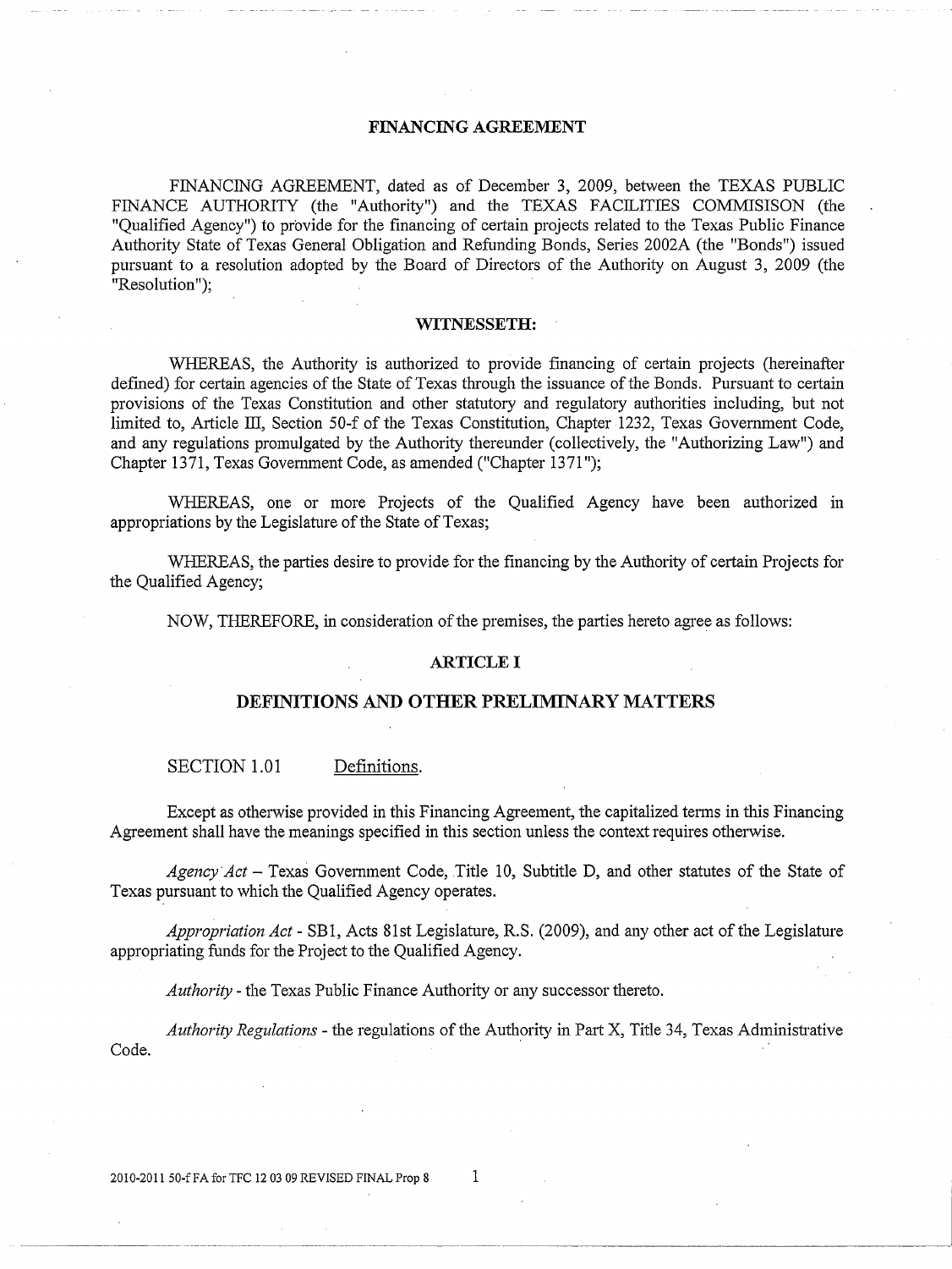# FINANCING AGREEMENT

FINANCING AGREEMENT, dated as of December 3, 2009, between the TEXAS PUBLIC FINANCE AUTHORITY (the "Authority") and the TEXAS FACILITIES COMMISISON (the "Qualified Agency") to provide for the financing of certain projects related to the Texas Public Finance Authority State of Texas General Obligation and Refunding Bonds, Series 2002A (the "Bonds") issued pursuant to a resolution adopted by the Board of Directors of the Authority on August 3, 2009 (the "Resolution");

## WITNESSETH:

WHEREAS, the Authority is authorized to provide financing of certain projects (hereinafter defined) for certain agencies of the State of Texas through the issuance of the Bonds. Pursuant to certain provisions of the Texas Constitution and other statutory and regulatory authorities including, but not limited to, Article III, Section 50-f of the Texas Constitution, Chapter 1232, Texas Government Code, and any regulations promulgated by the Authority thereunder (collectively, the "Authorizing Law") and Chapter 1371, Texas Government Code, as amended ("Chapter 1371");

WHEREAS, one or more Projects of the Qualified Agency have been authorized in appropriations by the Legislature of the State of Texas;

WHEREAS, the parties desire to provide for the financing by the Authority of certain Projects for the Qualified Agency;

NOW, THEREFORE, in consideration of the premises, the parties hereto agree as follows:

## ARTICLE I

## DEFINITIONS AND OTHER PRELIMINARY MATTERS

SECTION 1.01 Definitions.

Except as otherwise provided in this Financing Agreement, the capitalized terms in this Financing Agreement shall have the meanings specified in this section unless the context requires otherwise.

*Agency Act* – Texas Government Code, Title 10, Subtitle D, and other statutes of the State of Texas pursuant to which the Qualified Agency operates.

*Appropriation Act* - SB1, Acts 81st Legislature, R.S. (2009), and any other act of the Legislature appropriating funds for the Project to the Qualified Agency.

*Authority* - the Texas Public Finance Authority or any successor thereto.

*Authority Regulations* - the regulations of the Authority in Part X, Title 34, Texas Administrative Code.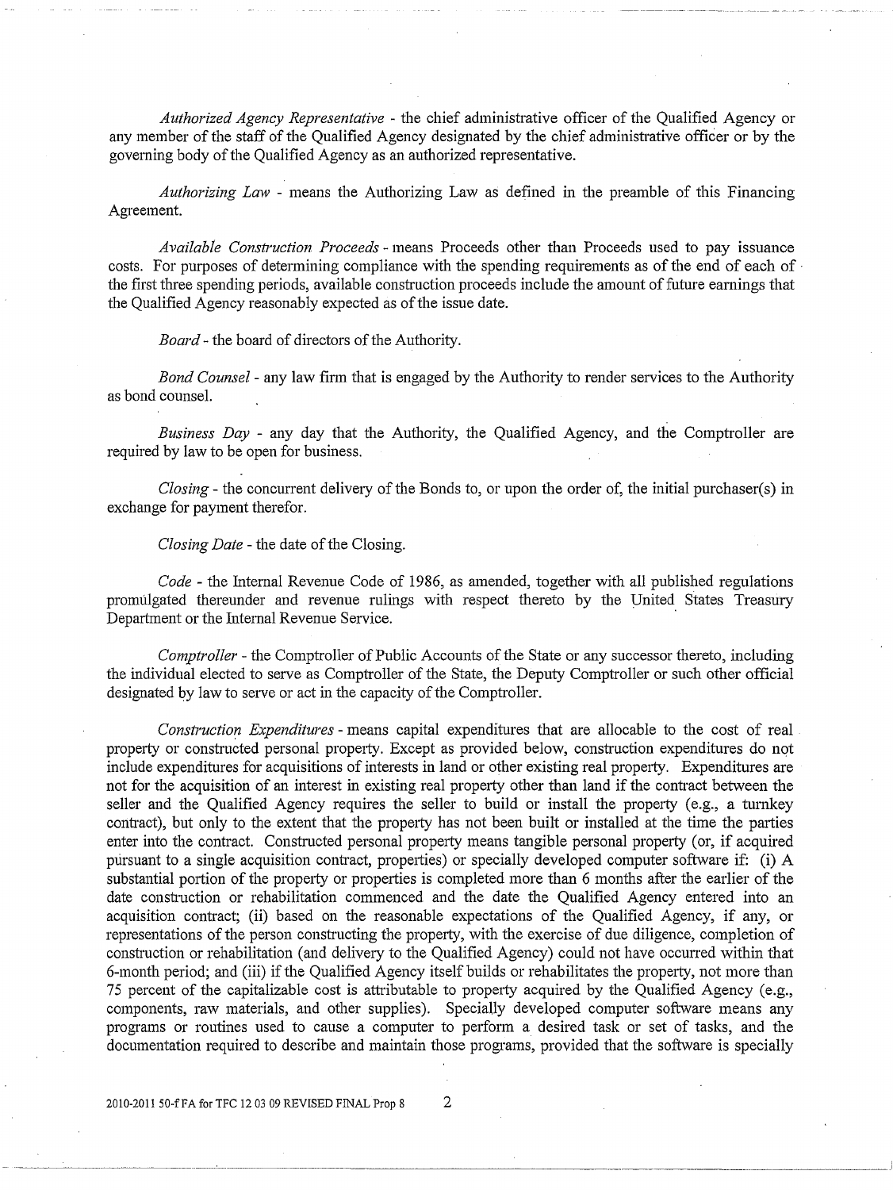*Authorized Agency Representative* - the chief administrative officer of the Qualified Agency or any member of the staff of the Qualified Agency designated by the chief administrative officer or by the governing body of the Qualified Agency as an authorized representative.

*Authorizing Law* - means the Authorizing Law as defined in the preamble of this Financing Agreement.

*Available Construction Proceeds* - means Proceeds other than Proceeds used to pay issuance costs. For purposes of determining compliance with the spending requirements as of the end of each of the first three spending periods, available construction proceeds include the amount of future earnings that the Qualified Agency reasonably expected as of the issue date.

*Board* - the board of directors of the Authority.

*Bond Counsel* - any law firm that is engaged by the Authority to render services to the Authority as bond counsel.

*Business Day* - any day that the Authority, the Qualified Agency, and the Comptroller are required by law to be open for business.

*Closing* - the concurrent delivery of the Bonds to, or upon the order of, the initial purchaser(s) in exchange for payment therefor.

*Closing Date* - the date of the Closing.

*Code* - the Internal Revenue Code of 1986, as amended, together with all published regulations promulgated thereunder and revenue rulings with respect thereto by the United States Treasury Department or the Internal Revenue Service.

*Comptroller* - the Comptroller of Public Accounts of the State or any successor thereto, including the individual elected to serve as Comptroller of the State, the Deputy Comptroller or such other official designated by law to serve or act in the capacity of the Comptroller.

*Construction Expenditures* - means capital expenditures that are allocable to the cost of real property or constructed personal property. Except as provided below, construction expenditures do not include expenditures for acquisitions of interests in land or other existing real property. Expenditures are not for the acquisition of an interest in existing real property other than land if the contract between the seller and the Qualified Agency requires the seller to build or install the property (e.g., a turnkey contract), but only to the extent that the property has not been built or installed at the time the parties enter into the contract. Constructed personal property means tangible personal property (or, if acquired pursuant to a single acquisition contract, properties) or specially developed computer software if: (i) A substantial portion of the property or properties is completed more than 6 months after the earlier of the date construction or rehabilitation commenced and the date the Qualified Agency entered into an acquisition contract; (ii) based on the reasonable expectations of the Qualified Agency, if any, or representations of the person constructing the property, with the exercise of due diligence, completion of construction or rehabilitation (and delivery to the Qualified Agency) could not have occurred within that 6-month period; and (iii) if the Qualified Agency itself builds or rehabilitates the property, not more than 75 percent of the capitalizable cost is attributable to property acquired by the Qualified Agency (e.g., components, raw materials, and other supplies). Specially developed computer software means any programs or routines used to cause a computer to perform a desired task or set of tasks, and the documentation required to describe and maintain those programs, provided that the software is specially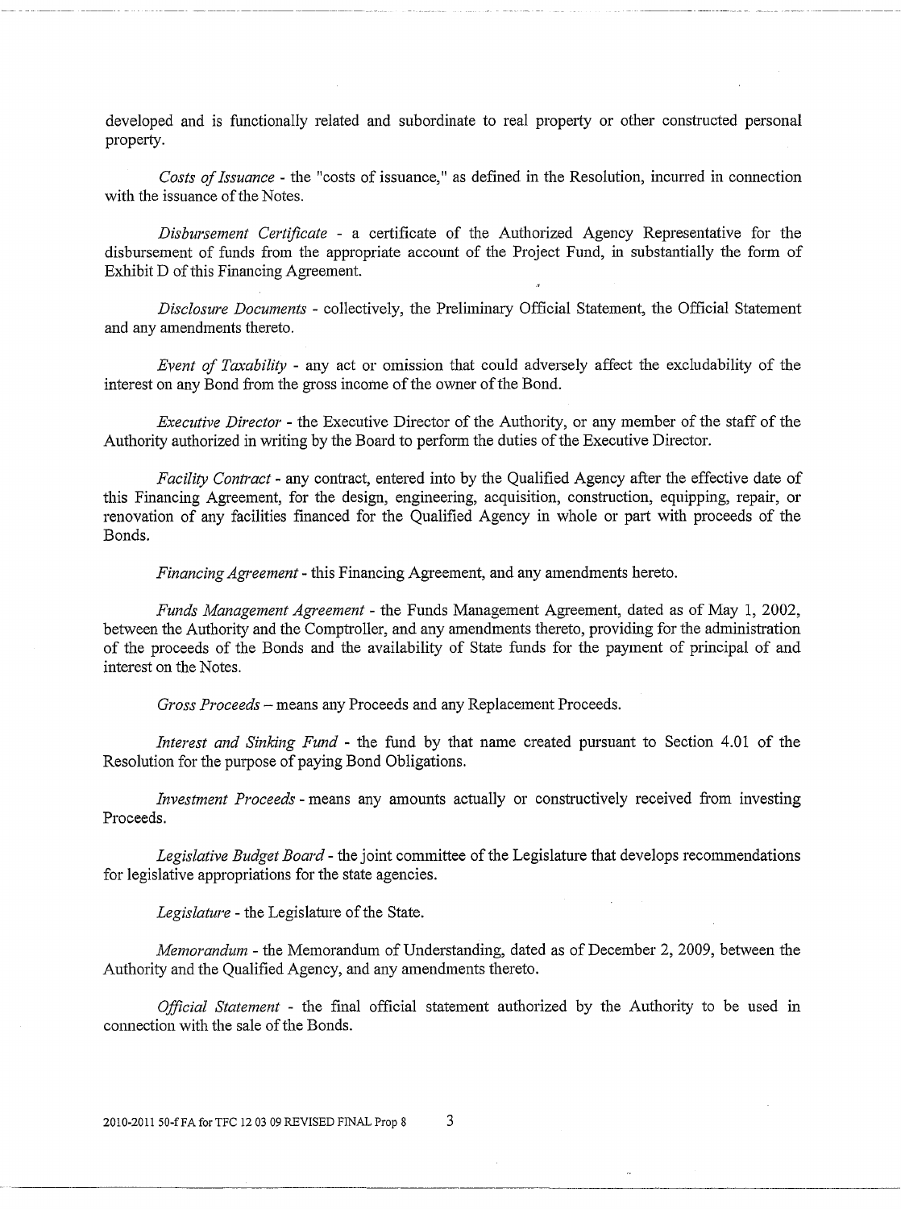developed and is functionally related and subordinate to real property or other constructed personal property.

*Costs of Issuance* - the "costs of issuance," as defined in the Resolution, incurred in connection with the issuance of the Notes.

*Disbursement Certificate* - a certificate of the Authorized Agency Representative for the disbursement of funds from the appropriate account of the Project Fund, in substantially the form of Exhibit D of this Financing Agreement.

*Disclosure Documents* - collectively, the Preliminary Official Statement, the Official Statement and any amendments thereto.

*Event of Taxability* - any act or omission that could adversely affect the excludability of the interest on any Bond from the gross income of the owner of the Bond.

*Executive Director* - the Executive Director of the Authority, or any member of the staff of the Authority authorized in writing by the Board to perform the duties of the Executive Director.

*Facility Contract* - any contract, entered into by the Qualified Agency after the effective date of this Financing Agreement, for the design, engineering, acquisition, construction, equipping, repair, or renovation of any facilities financed for the Qualified Agency in whole or part with proceeds of the Bonds.

*Financing Agreement* - this Financing Agreement, and any amendments hereto.

*Funds Management Agreement* - the Funds Management Agreement, dated as of May 1, 2002, between the Authority and the Comptroller, and any amendments thereto, providing for the administration of the proceeds of the Bonds and the availability of State funds for the payment of principal of and interest on the Notes.

*Gross Proceeds* – means any Proceeds and any Replacement Proceeds.

*Interest and Sinking Fund* - the fund by that name created pursuant to Section 4.01 of the Resolution for the purpose of paying Bond Obligations.

*Investment Proceeds* - means any amounts actually or constructively received from investing Proceeds.

*Legislative Budget Board* - the joint committee of the Legislature that develops recommendations for legislative appropriations for the state agencies.

*Legislature* - the Legislature of the State.

*Memorandum* - the Memorandum of Understanding, dated as of December 2, 2009, between the Authority and the Qualified Agency, and any amendments thereto.

*Official Statement* - the final official statement authorized by the Authority to be used in connection with the sale of the Bonds.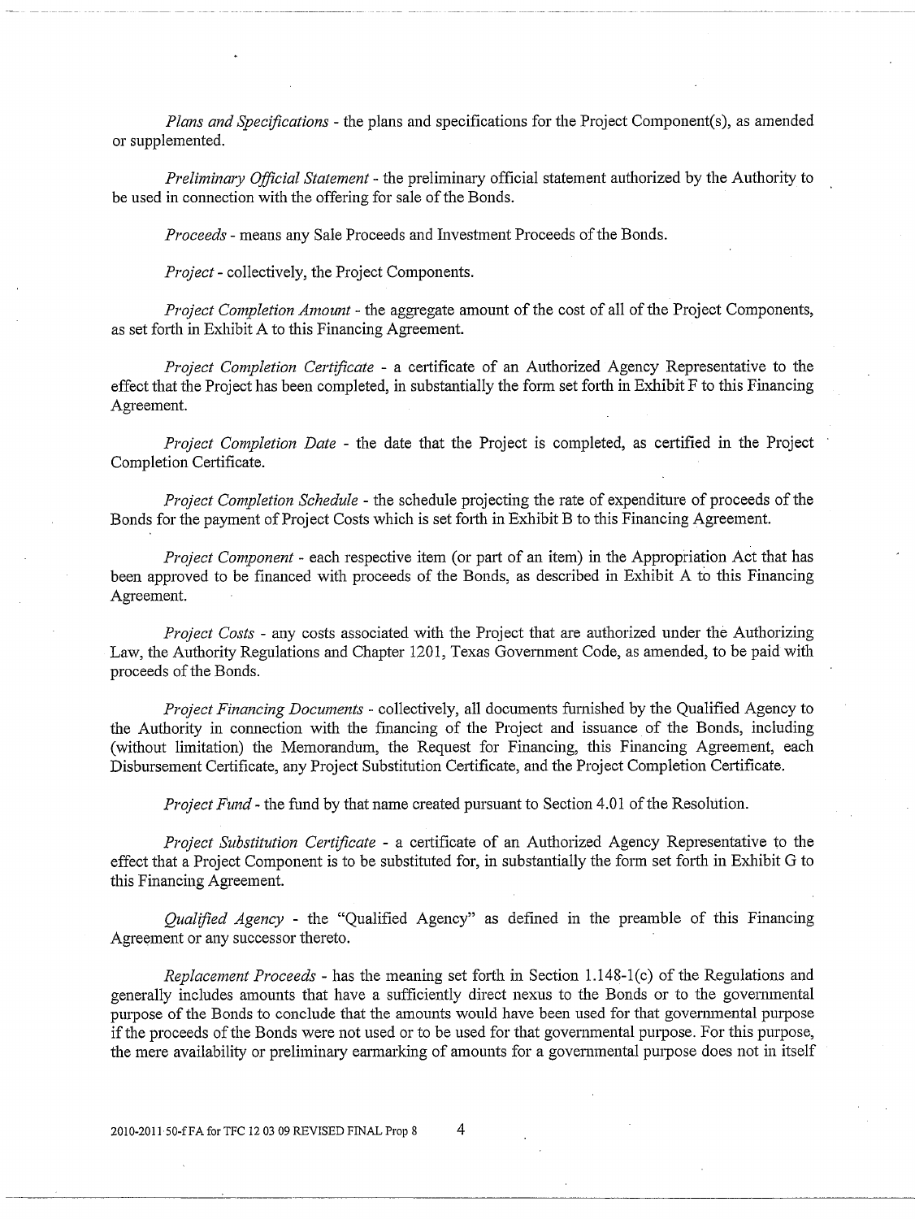*Plans and Specifications* - the plans and specifications for the Project Component(s), as amended or supplemented.

*Preliminary Official Statement* - the preliminary official statement authorized by the Authority to be used in connection with the offering for sale of the Bonds.

*Proceeds* - means any Sale Proceeds and Investment Proceeds of the Bonds.

*Project* - collectively, the Project Components.

*Project Completion Amount* - the aggregate amount of the cost of all of the Project Components, as set forth in Exhibit A to this Financing Agreement.

*Project Completion Certificate* - a certificate of an Authorized Agency Representative to the effect that the Project has been completed, in substantially the form set forth in Exhibit F to this Financing Agreement.

*Project Completion Date* - the date that the Project is completed, as certified in the Project Completion Certificate.

*Project Completion Schedule* - the schedule projecting the rate of expenditure of proceeds of the Bonds for the payment of Project Costs which is set forth in Exhibit B to this Financing Agreement.

*Project Component* - each respective item (or part of an item) in the Appropriation Act that has been approved to be financed with proceeds of the Bonds, as described in Exhibit A to this Financing Agreement.

*Project Costs* - any costs associated with the Project that are authorized under the Authorizing Law, the Authority Regulations and Chapter 1201, Texas Government Code, as amended, to be paid with proceeds of the Bonds.

*Project Financing Documents* - collectively, all documents furnished by the Qualified Agency to the Authority in connection with the financing of the Project and issuance of the Bonds, including (without limitation) the Memorandum, the Request for Financing, this Financing Agreement, each Disbursement Certificate, any Project Substitution Certificate, and the Project Completion Certificate.

*Project Fund* - the fund by that name created pursuant to Section 4.01 of the Resolution.

*Project Substitution Certificate* - a certificate of an Authorized Agency Representative to the effect that a Project Component is to be substituted for, in substantially the form set forth in Exhibit G to this Financing Agreement.

*Qualified Agency* - the "Qualified Agency" as defined in the preamble of this Financing Agreement or any successor thereto.

*Replacement Proceeds* - has the meaning set forth in Section 1.148-1(c) of the Regulations and generally includes amounts that have a sufficiently direct nexus to the Bonds or to the governmental purpose of the Bonds to conclude that the amounts would have been used for that governmental purpose if the proceeds of the Bonds were not used or to be used for that governmental purpose. For this purpose, the mere availability or preliminary earmarking of amounts for a governmental purpose does not in itself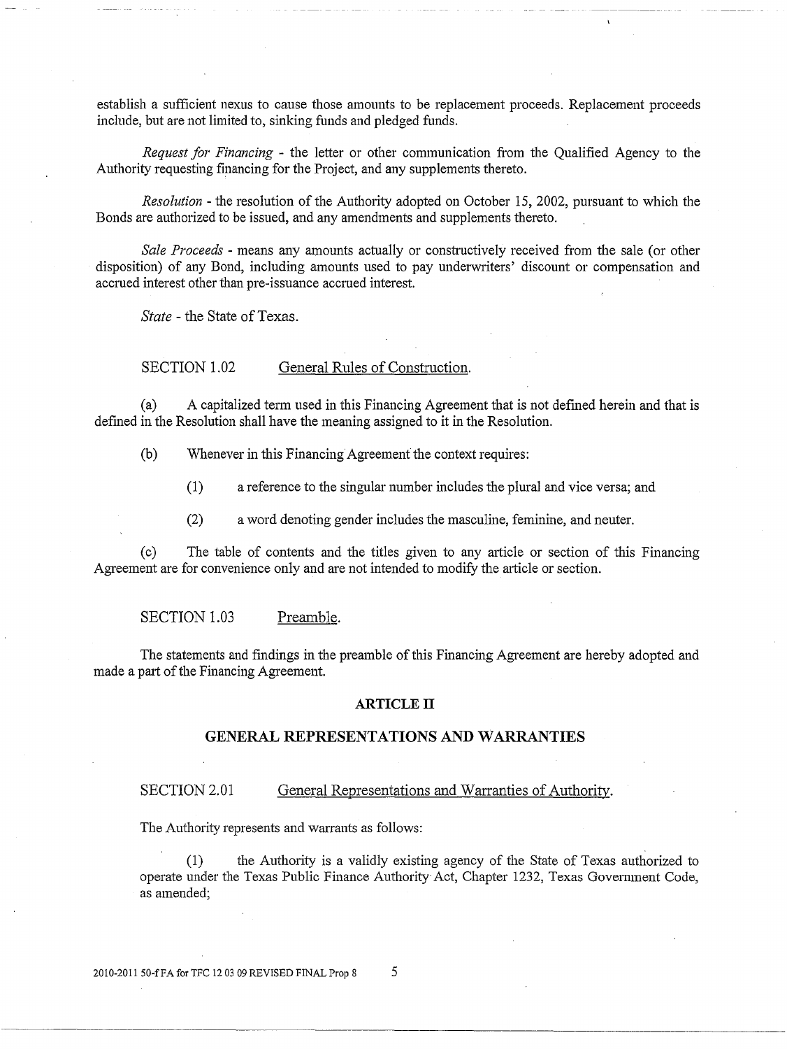establish a sufficient nexus to cause those amounts to be replacement proceeds. Replacement proceeds include, but are not limited to, sinking funds and pledged funds.

*Request for Financing* - the letter or other communication from the Qualified Agency to the Authority requesting financing for the Project, and any supplements thereto.

*Resolution* - the resolution of the Authority adopted on October 15, 2002, pursuant to which the Bonds are authorized to be issued, and any amendments and supplements thereto.

*Sale Proceeds* - means any amounts actually or constructively received from the sale (or other disposition) of any Bond, including amounts used to pay underwriters' discount or compensation and accrued interest other than pre-issuance accrued interest.

*State* - the State of Texas.

SECTION 1.02 General Rules of Construction.

(a) A capitalized term used in this Financing Agreement that is not defined herein and that is defined in the Resolution shall have the meaning assigned to it in the Resolution.

(b) Whenever in this Financing Agreement the context requires:

(1) a reference to the singular number includes the plural and vice versa; and

(2) a word denoting gender includes the masculine, feminine, and neuter.

(c) The table of contents and the titles given to any article or section of this Financing Agreement are for convenience only and are not intended to modify the article or section.

SECTION 1.03 Preamble.

The statements and findings in the preamble of this Financing Agreement are hereby adopted and made a part of the Financing Agreement.

## ARTICLE II

## GENERAL REPRESENTATIONS AND WARRANTIES

SECTION 2.01 General Representations and Warranties of Authority.

The Authority represents and warrants as follows:

(1) the Authority is a validly existing agency of the State of Texas authorized to operate under the Texas Public Finance Authority Act, Chapter 1232, Texas Government Code, as amended;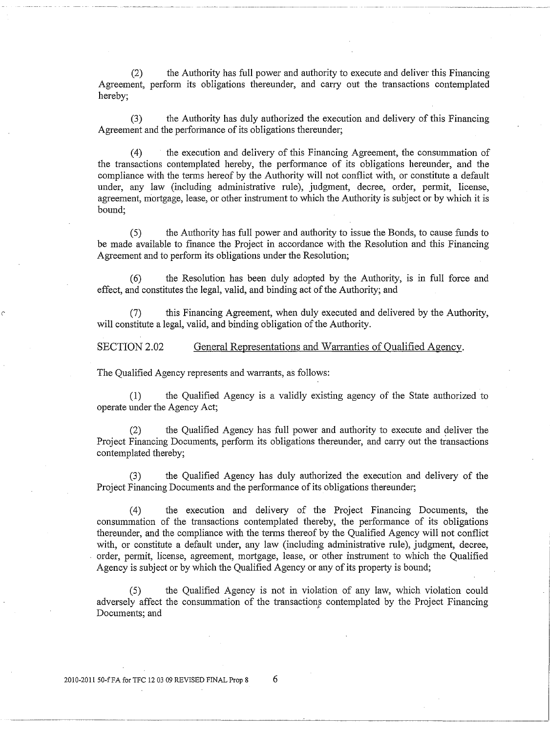(2) the Authority has full power and authority to execute and deliver this Financing Agreement, perform its obligations thereunder, and carry out the transactions contemplated hereby;

(3) the Authority has duly authorized the execution and delivery of this Financing Agreement and the performance of its obligations thereunder;

(4) the execution and delivery of this Financing Agreement, the consummation of the transactions contemplated hereby, the performance of its obligations hereunder, and the compliance with the terms hereof by the Authority will not conflict with, or constitute a default under, any law (including administrative rule), judgment, decree, order, permit, license, agreement, mortgage, lease, or other instrument to which the Authority is subject or by which it is bound;

(5) the Authority has full power and authority to issue the Bonds, to cause funds to be made available to finance the Project in accordance with the Resolution and this Financing Agreement and to perform its obligations under the Resolution;

(6) the Resolution has been duly adopted by the Authority, is in full force and effect, and constitutes the legal, valid, and binding act of the Authority; and

(7) this Financing Agreement, when duly executed and delivered by the Authority, will constitute a legal, valid, and binding obligation of the Authority.

SECTION 2.02 General Representations and Warranties of Qualified Agency.

The Qualified Agency represents and warrants, as follows:

(1) the Qualified Agency is a validly existing agency of the State authorized to operate under the Agency Act;

(2) the Qualified Agency has full power and authority to execute and deliver the Project Financing Documents, perform its obligations thereunder, and carry out the transactions contemplated thereby;

(3) the Qualified Agency has duly authorized the execution and delivery of the Project Financing Documents and the performance of its obligations thereunder;

(4) the execution and delivery of the Project Financing Documents, the consummation of the transactions contemplated thereby, the performance of its obligations thereunder, and the compliance with the terms thereof by the Qualified Agency will not conflict with, or constitute a default under, any law (including administrative rule), judgment, decree, order, permit, license, agreement, mortgage, lease, or other instrument to which the Qualified Agency is subject or by which the Qualified Agency or any of its property is bound;

(5) the Qualified Agency is not in violation of any law, which violation could adversely affect the consummation of the transactions contemplated by the Project Financing Documents; and

2010-2011 50-f FA for TFC 12 03 09 REVISED FINAL Prop 8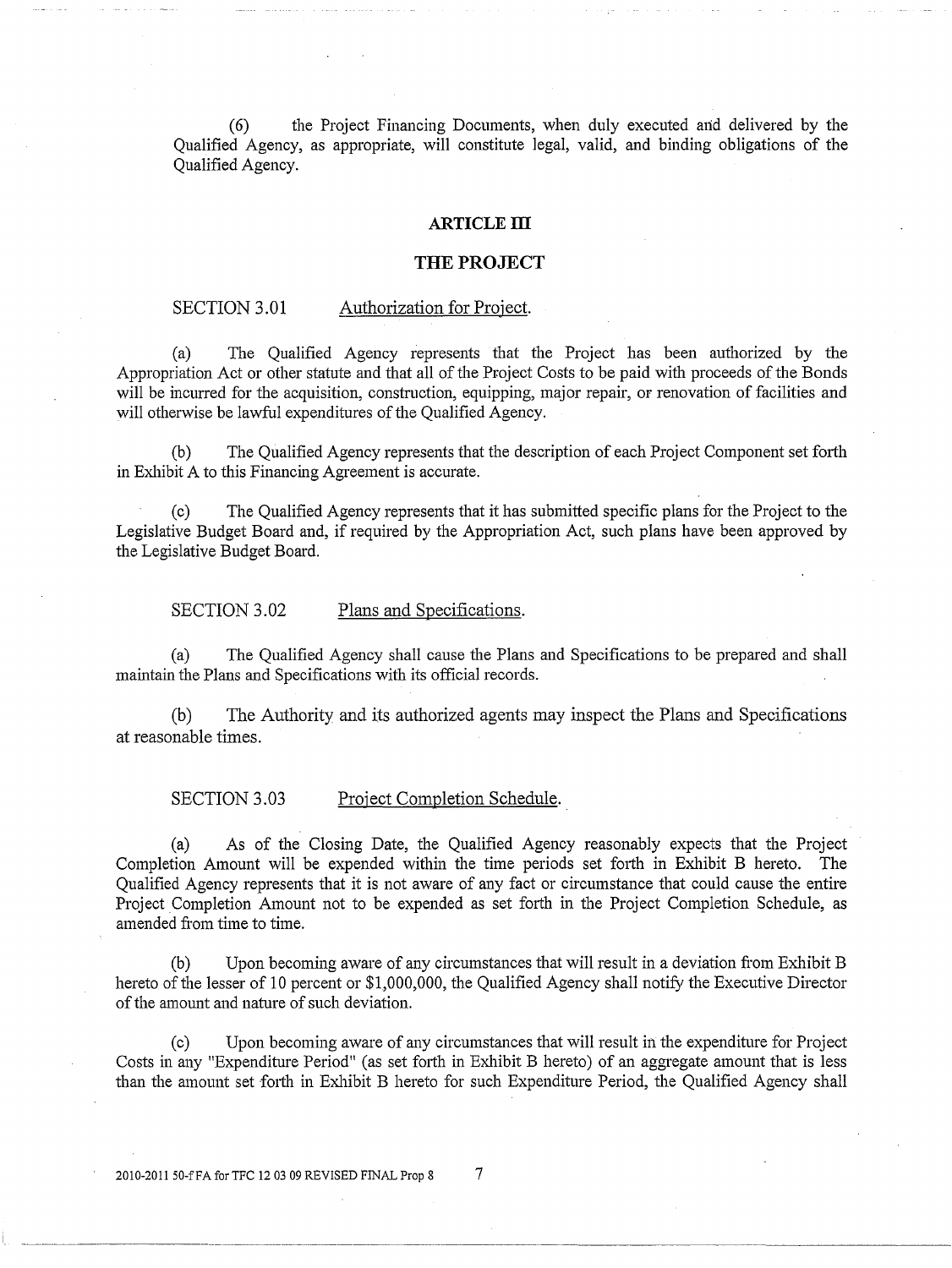(6) the Project Financing Documents, when duly executed and delivered by the Qualified Agency, as appropriate, will constitute legal, valid, and binding obligations of the Qualified Agency.

## ARTICLE III

## THE PROJECT

SECTION 3.01 Authorization for Project.

(a) The Qualified Agency represents that the Project has been authorized by the Appropriation Act or other statute and that all of the Project Costs to be paid with proceeds of the Bonds will be incurred for the acquisition, construction, equipping, major repair, or renovation of facilities and will otherwise be lawful expenditures of the Qualified Agency.

(b) The Qualified Agency represents that the description of each Project Component set forth in Exhibit A to this Financing Agreement is accurate.

(c) The Qualified Agency represents that it has submitted specific plans for the Project to the Legislative Budget Board and, if required by the Appropriation Act, such plans have been approved by the Legislative Budget Board.

SECTION 3.02 Plans and Specifications.

(a) The Qualified Agency shall cause the Plans and Specifications to be prepared and shall maintain the Plans and Specifications with its official records.

(b) The Authority and its authorized agents may inspect the Plans and Specifications at reasonable times.

SECTION 3.03 Project Completion Schedule.

(a) As of the Closing Date, the Qualified Agency reasonably expects that the Project Completion Amount will be expended within the time periods set forth in Exhibit B hereto. The Qualified Agency represents that it is not aware of any fact or circumstance that could cause the entire Project Completion Amount not to be expended as set forth in the Project Completion Schedule, as amended from time to time.

(b) Upon becoming aware of any circumstances that will result in a deviation from Exhibit B hereto of the lesser of 10 percent or $1,000,000, the Qualified Agency shall notify the Executive Director of the amount and nature of such deviation.

(c) Upon becoming aware of any circumstances that will result in the expenditure for Project Costs in any "Expenditure Period" (as set forth in Exhibit B hereto) of an aggregate amount that is less than the amount set forth in Exhibit B hereto for such Expenditure Period, the Qualified Agency shall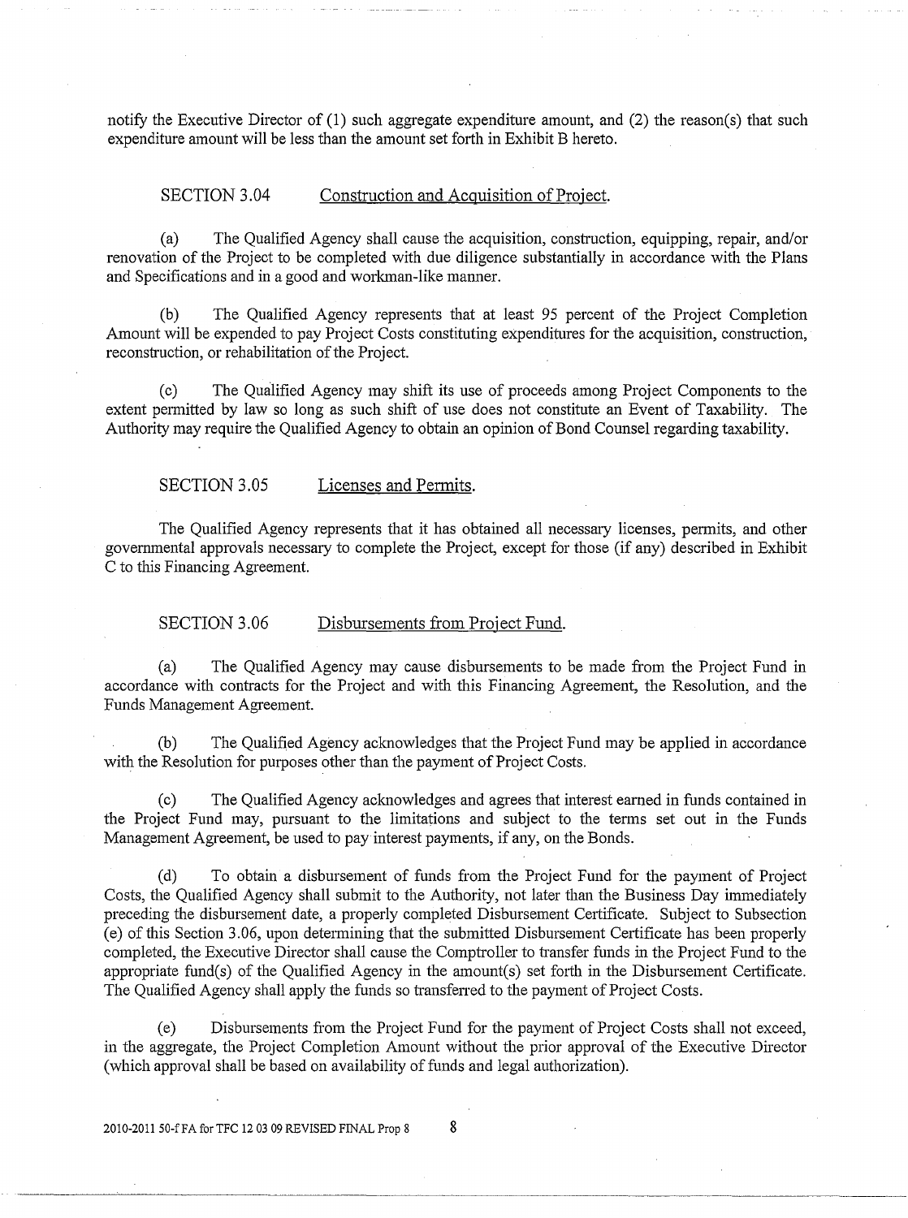notify the Executive Director of (1) such aggregate expenditure amount, and (2) the reason(s) that such expenditure amount will be less than the amount set forth in Exhibit B hereto.

SECTION 3.04 Construction and Acquisition of Project.

(a) The Qualified Agency shall cause the acquisition, construction, equipping, repair, and/or renovation of the Project to be completed with due diligence substantially in accordance with the Plans and Specifications and in a good and workman-like manner.

(b) The Qualified Agency represents that at least 95 percent of the Project Completion Amount will be expended to pay Project Costs constituting expenditures for the acquisition, construction, reconstruction, or rehabilitation of the Project.

(c) The Qualified Agency may shift its use of proceeds among Project Components to the extent permitted by law so long as such shift of use does not constitute an Event of Taxability. The Authority may require the Qualified Agency to obtain an opinion of Bond Counsel regarding taxability.

SECTION 3.05 Licenses and Permits.

The Qualified Agency represents that it has obtained all necessary licenses, permits, and other governmental approvals necessary to complete the Project, except for those (if any) described in Exhibit C to this Financing Agreement.

SECTION 3.06 Disbursements from Project Fund.

(a) The Qualified Agency may cause disbursements to be made from the Project Fund in accordance with contracts for the Project and with this Financing Agreement, the Resolution, and the Funds Management Agreement.

(b) The Qualified Agency acknowledges that the Project Fund may be applied in accordance with the Resolution for purposes other than the payment of Project Costs.

(c) The Qualified Agency acknowledges and agrees that interest earned in funds contained in the Project Fund may, pursuant to the limitations and subject to the terms set out in the Funds Management Agreement, be used to pay interest payments, if any, on the Bonds.

(d) To obtain a disbursement of funds from the Project Fund for the payment of Project Costs, the Qualified Agency shall submit to the Authority, not later than the Business Day immediately preceding the disbursement date, a properly completed Disbursement Certificate. Subject to Subsection (e) of this Section 3.06, upon determining that the submitted Disbursement Certificate has been properly completed, the Executive Director shall cause the Comptroller to transfer funds in the Project Fund to the appropriate fund(s) of the Qualified Agency in the amount(s) set forth in the Disbursement Certificate. The Qualified Agency shall apply the funds so transferred to the payment of Project Costs.

(e) Disbursements from the Project Fund for the payment of Project Costs shall not exceed, in the aggregate, the Project Completion Amount without the prior approval of the Executive Director (which approval shall be based on availability of funds and legal authorization).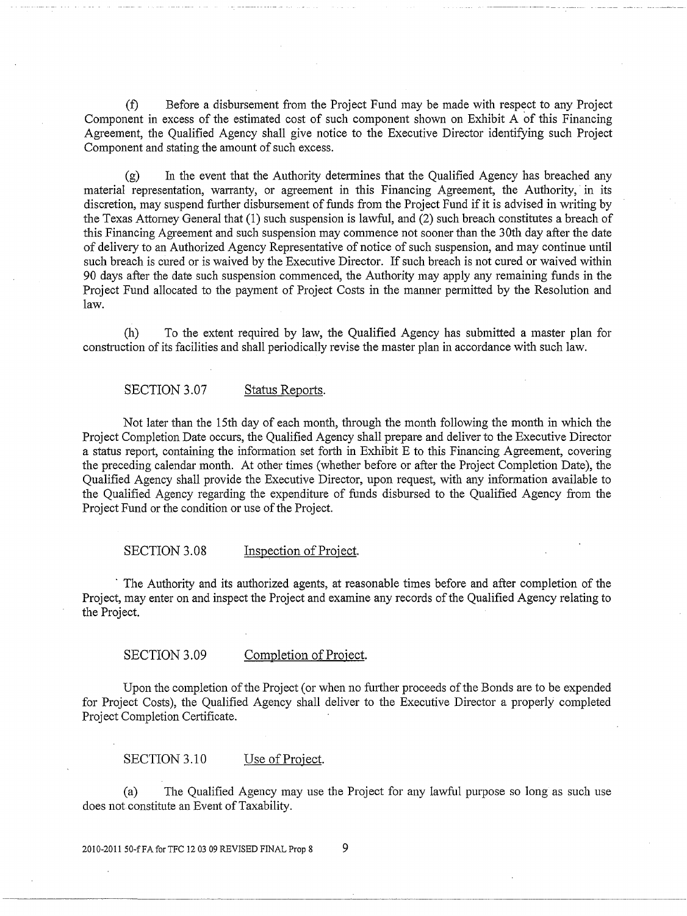(f) Before a disbursement from the Project Fund may be made with respect to any Project Component in excess of the estimated cost of such component shown on Exhibit A of this Financing Agreement, the Qualified Agency shall give notice to the Executive Director identifying such Project Component and stating the amount of such excess.

(g) In the event that the Authority determines that the Qualified Agency has breached any material representation, warranty, or agreement in this Financing Agreement, the Authority, in its discretion, may suspend further disbursement of funds from the Project Fund if it is advised in writing by the Texas Attorney General that (1) such suspension is lawful, and (2) such breach constitutes a breach of this Financing Agreement and such suspension may commence not sooner than the 30th day after the date of delivery to an Authorized Agency Representative of notice of such suspension, and may continue until such breach is cured or is waived by the Executive Director. If such breach is not cured or waived within 90 days after the date such suspension commenced, the Authority may apply any remaining funds in the Project Fund allocated to the payment of Project Costs in the manner permitted by the Resolution and law.

(h) To the extent required by law, the Qualified Agency has submitted a master plan for construction of its facilities and shall periodically revise the master plan in accordance with such law.

SECTION 3.07 <u>Status Reports</u>.

Not later than the 15th day of each month, through the month following the month in which the Project Completion Date occurs, the Qualified Agency shall prepare and deliver to the Executive Director a status report, containing the information set forth in Exhibit E to this Financing Agreement, covering the preceding calendar month. At other times (whether before or after the Project Completion Date), the Qualified Agency shall provide the Executive Director, upon request, with any information available to the Qualified Agency regarding the expenditure of funds disbursed to the Qualified Agency from the Project Fund or the condition or use of the Project.

SECTION 3.08 <u>Inspection of Project</u>.

The Authority and its authorized agents, at reasonable times before and after completion of the Project, may enter on and inspect the Project and examine any records of the Qualified Agency relating to the Project.

SECTION 3.09 <u>Completion of Project</u>.

Upon the completion of the Project (or when no further proceeds of the Bonds are to be expended for Project Costs), the Qualified Agency shall deliver to the Executive Director a properly completed Project Completion Certificate.

SECTION 3.10 <u>Use of Project</u>.

(a) The Qualified Agency may use the Project for any lawful purpose so long as such use does not constitute an Event of Taxability.

2010-2011 50-f FA for TFC 12 03 09 REVISED FINAL Prop 8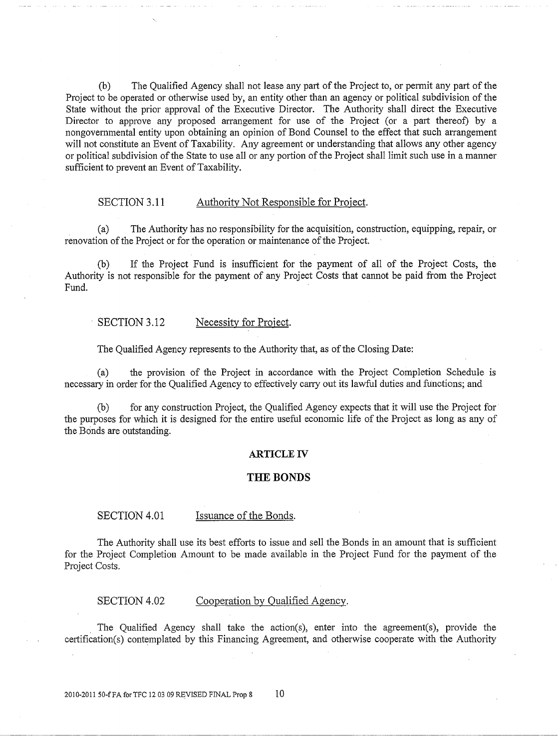(b) The Qualified Agency shall not lease any part of the Project to, or permit any part of the Project to be operated or otherwise used by, an entity other than an agency or political subdivision of the State without the prior approval of the Executive Director. The Authority shall direct the Executive Director to approve any proposed arrangement for use of the Project (or a part thereof) by a nongovernmental entity upon obtaining an opinion of Bond Counsel to the effect that such arrangement will not constitute an Event of Taxability. Any agreement or understanding that allows any other agency or political subdivision of the State to use all or any portion of the Project shall limit such use in a manner sufficient to prevent an Event of Taxability.

SECTION 3.11 Authority Not Responsible for Project.

(a) The Authority has no responsibility for the acquisition, construction, equipping, repair, or renovation of the Project or for the operation or maintenance of the Project.

(b) If the Project Fund is insufficient for the payment of all of the Project Costs, the Authority is not responsible for the payment of any Project Costs that cannot be paid from the Project Fund.

SECTION 3.12 Necessity for Project.

The Qualified Agency represents to the Authority that, as of the Closing Date:

(a) the provision of the Project in accordance with the Project Completion Schedule is necessary in order for the Qualified Agency to effectively carry out its lawful duties and functions; and

(b) for any construction Project, the Qualified Agency expects that it will use the Project for the purposes for which it is designed for the entire useful economic life of the Project as long as any of the Bonds are outstanding.

## ARTICLE IV

## THE BONDS

SECTION 4.01 Issuance of the Bonds.

The Authority shall use its best efforts to issue and sell the Bonds in an amount that is sufficient for the Project Completion Amount to be made available in the Project Fund for the payment of the Project Costs.

SECTION 4.02 Cooperation by Qualified Agency.

The Qualified Agency shall take the action(s), enter into the agreement(s), provide the certification(s) contemplated by this Financing Agreement, and otherwise cooperate with the Authority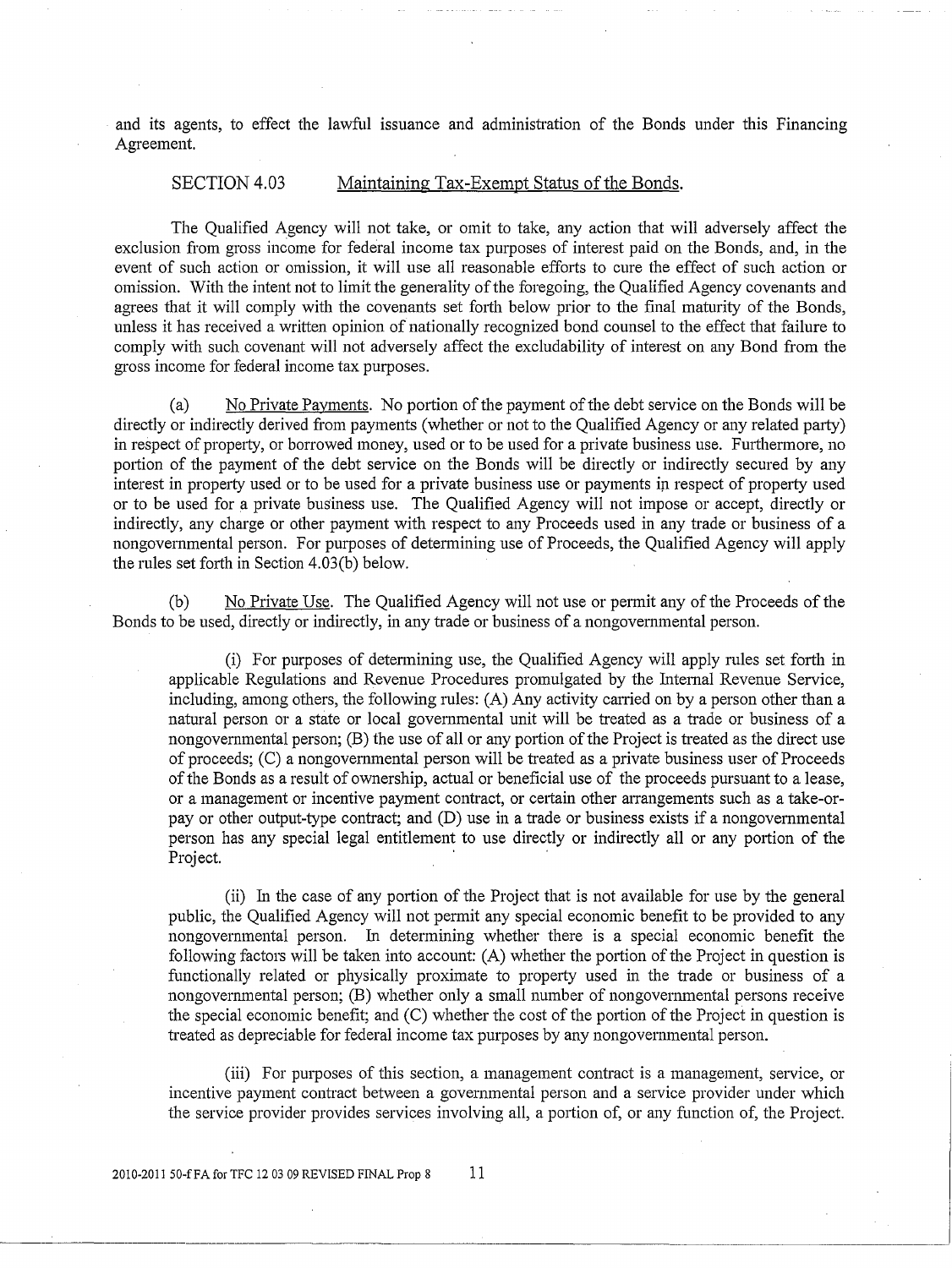and its agents, to effect the lawful issuance and administration of the Bonds under this Financing Agreement.

SECTION 4.03 Maintaining Tax-Exempt Status of the Bonds.

The Qualified Agency will not take, or omit to take, any action that will adversely affect the exclusion from gross income for federal income tax purposes of interest paid on the Bonds, and, in the event of such action or omission, it will use all reasonable efforts to cure the effect of such action or omission. With the intent not to limit the generality of the foregoing, the Qualified Agency covenants and agrees that it will comply with the covenants set forth below prior to the final maturity of the Bonds, unless it has received a written opinion of nationally recognized bond counsel to the effect that failure to comply with such covenant will not adversely affect the excludability of interest on any Bond from the gross income for federal income tax purposes.

(a) No Private Payments. No portion of the payment of the debt service on the Bonds will be directly or indirectly derived from payments (whether or not to the Qualified Agency or any related party) in respect of property, or borrowed money, used or to be used for a private business use. Furthermore, no portion of the payment of the debt service on the Bonds will be directly or indirectly secured by any interest in property used or to be used for a private business use or payments in respect of property used or to be used for a private business use. The Qualified Agency will not impose or accept, directly or indirectly, any charge or other payment with respect to any Proceeds used in any trade or business of a nongovernmental person. For purposes of determining use of Proceeds, the Qualified Agency will apply the rules set forth in Section 4.03(b) below.

(b) No Private Use. The Qualified Agency will not use or permit any of the Proceeds of the Bonds to be used, directly or indirectly, in any trade or business of a nongovernmental person.

(i) For purposes of determining use, the Qualified Agency will apply rules set forth in applicable Regulations and Revenue Procedures promulgated by the Internal Revenue Service, including, among others, the following rules: (A) Any activity carried on by a person other than a natural person or a state or local governmental unit will be treated as a trade or business of a nongovernmental person; (B) the use of all or any portion of the Project is treated as the direct use of proceeds; (C) a nongovernmental person will be treated as a private business user of Proceeds of the Bonds as a result of ownership, actual or beneficial use of the proceeds pursuant to a lease, or a management or incentive payment contract, or certain other arrangements such as a take-or-pay or other output-type contract; and (D) use in a trade or business exists if a nongovernmental person has any special legal entitlement to use directly or indirectly all or any portion of the Project.

(ii) In the case of any portion of the Project that is not available for use by the general public, the Qualified Agency will not permit any special economic benefit to be provided to any nongovernmental person. In determining whether there is a special economic benefit the following factors will be taken into account: (A) whether the portion of the Project in question is functionally related or physically proximate to property used in the trade or business of a nongovernmental person; (B) whether only a small number of nongovernmental persons receive the special economic benefit; and (C) whether the cost of the portion of the Project in question is treated as depreciable for federal income tax purposes by any nongovernmental person.

(iii) For purposes of this section, a management contract is a management, service, or incentive payment contract between a governmental person and a service provider under which the service provider provides services involving all, a portion of, or any function of, the Project.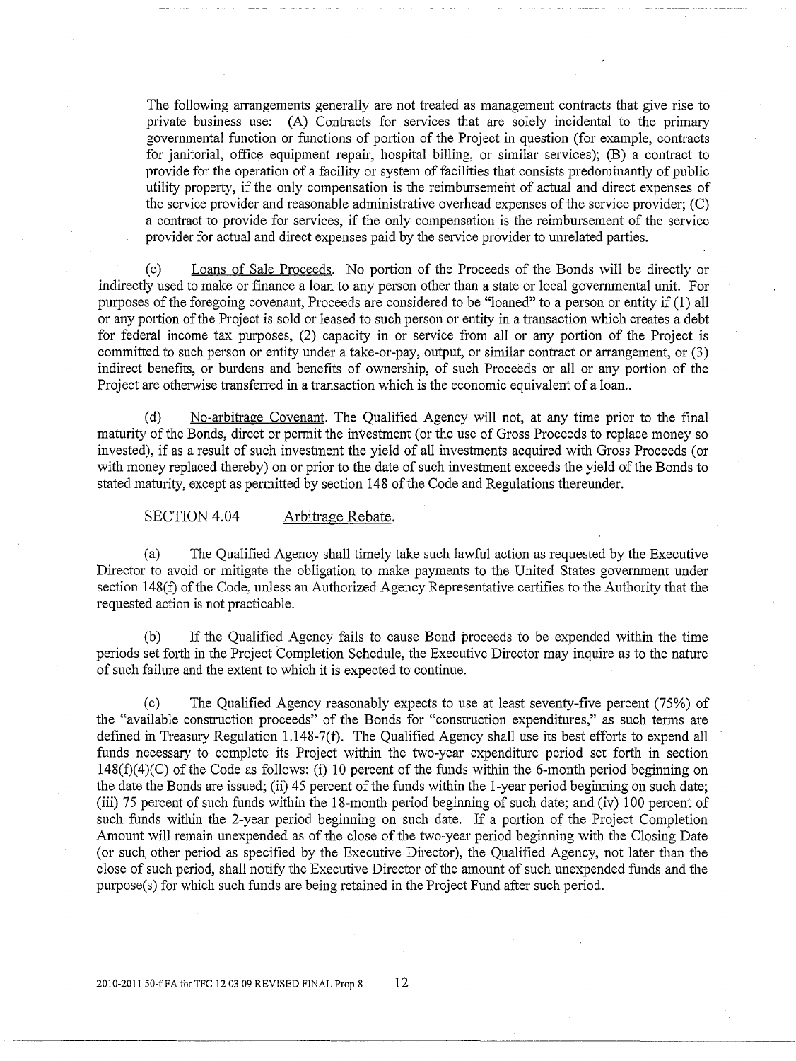The following arrangements generally are not treated as management contracts that give rise to private business use: (A) Contracts for services that are solely incidental to the primary governmental function or functions of portion of the Project in question (for example, contracts for janitorial, office equipment repair, hospital billing, or similar services); (B) a contract to provide for the operation of a facility or system of facilities that consists predominantly of public utility property, if the only compensation is the reimbursement of actual and direct expenses of the service provider and reasonable administrative overhead expenses of the service provider; (C) a contract to provide for services, if the only compensation is the reimbursement of the service provider for actual and direct expenses paid by the service provider to unrelated parties.

(c) Loans of Sale Proceeds. No portion of the Proceeds of the Bonds will be directly or indirectly used to make or finance a loan to any person other than a state or local governmental unit. For purposes of the foregoing covenant, Proceeds are considered to be "loaned" to a person or entity if (1) all or any portion of the Project is sold or leased to such person or entity in a transaction which creates a debt for federal income tax purposes, (2) capacity in or service from all or any portion of the Project is committed to such person or entity under a take-or-pay, output, or similar contract or arrangement, or (3) indirect benefits, or burdens and benefits of ownership, of such Proceeds or all or any portion of the Project are otherwise transferred in a transaction which is the economic equivalent of a loan..

(d) No-arbitrage Covenant. The Qualified Agency will not, at any time prior to the final maturity of the Bonds, direct or permit the investment (or the use of Gross Proceeds to replace money so invested), if as a result of such investment the yield of all investments acquired with Gross Proceeds (or with money replaced thereby) on or prior to the date of such investment exceeds the yield of the Bonds to stated maturity, except as permitted by section 148 of the Code and Regulations thereunder.

SECTION 4.04 Arbitrage Rebate.

(a) The Qualified Agency shall timely take such lawful action as requested by the Executive Director to avoid or mitigate the obligation to make payments to the United States government under section 148(f) of the Code, unless an Authorized Agency Representative certifies to the Authority that the requested action is not practicable.

(b) If the Qualified Agency fails to cause Bond proceeds to be expended within the time periods set forth in the Project Completion Schedule, the Executive Director may inquire as to the nature of such failure and the extent to which it is expected to continue.

(c) The Qualified Agency reasonably expects to use at least seventy-five percent (75%) of the "available construction proceeds" of the Bonds for "construction expenditures," as such terms are defined in Treasury Regulation 1.148-7(f). The Qualified Agency shall use its best efforts to expend all funds necessary to complete its Project within the two-year expenditure period set forth in section 148(f)(4)(C) of the Code as follows: (i) 10 percent of the funds within the 6-month period beginning on the date the Bonds are issued; (ii) 45 percent of the funds within the 1-year period beginning on such date; (iii) 75 percent of such funds within the 18-month period beginning of such date; and (iv) 100 percent of such funds within the 2-year period beginning on such date. If a portion of the Project Completion Amount will remain unexpended as of the close of the two-year period beginning with the Closing Date (or such other period as specified by the Executive Director), the Qualified Agency, not later than the close of such period, shall notify the Executive Director of the amount of such unexpended funds and the purpose(s) for which such funds are being retained in the Project Fund after such period.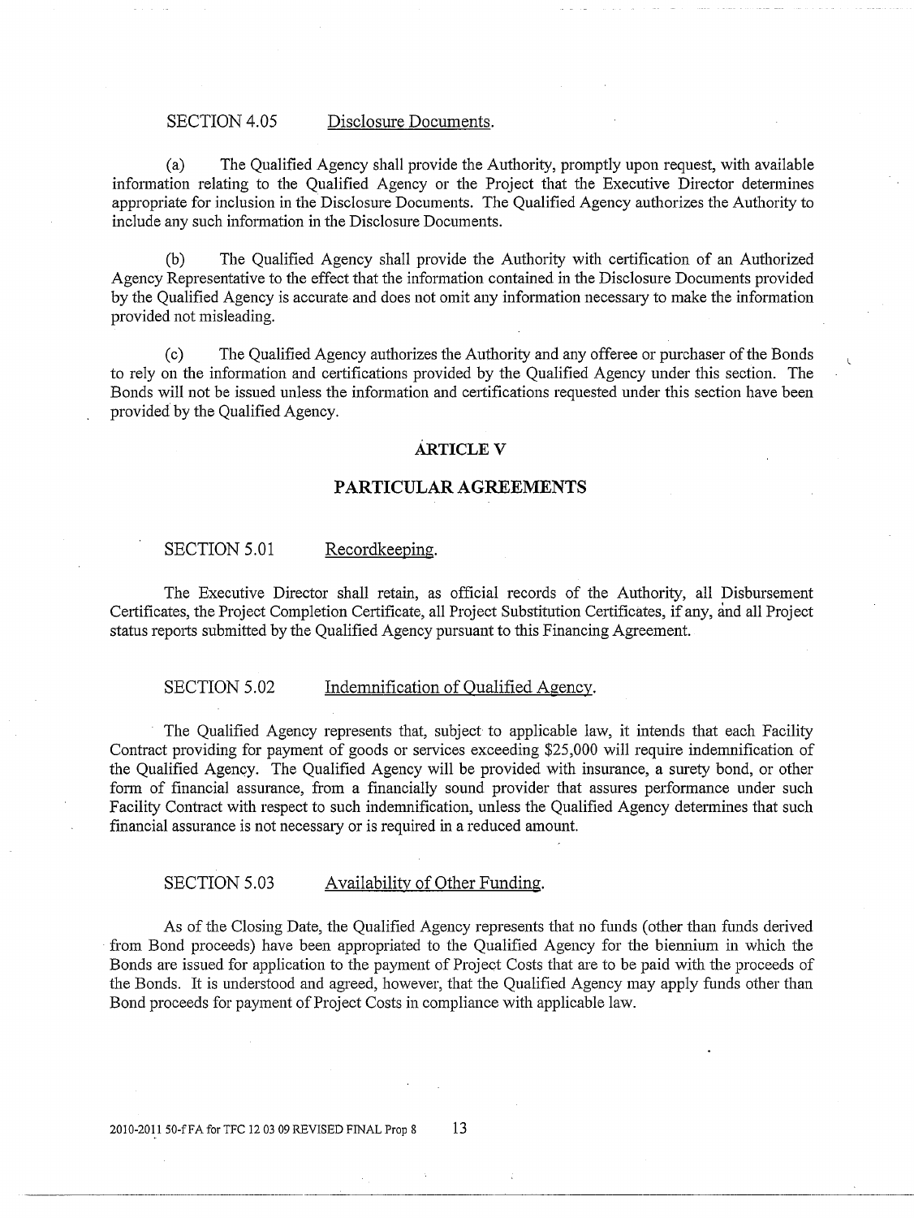SECTION 4.05 Disclosure Documents.

(a) The Qualified Agency shall provide the Authority, promptly upon request, with available information relating to the Qualified Agency or the Project that the Executive Director determines appropriate for inclusion in the Disclosure Documents. The Qualified Agency authorizes the Authority to include any such information in the Disclosure Documents.

(b) The Qualified Agency shall provide the Authority with certification of an Authorized Agency Representative to the effect that the information contained in the Disclosure Documents provided by the Qualified Agency is accurate and does not omit any information necessary to make the information provided not misleading.

(c) The Qualified Agency authorizes the Authority and any offeree or purchaser of the Bonds to rely on the information and certifications provided by the Qualified Agency under this section. The Bonds will not be issued unless the information and certifications requested under this section have been provided by the Qualified Agency.

## ARTICLE V

## PARTICULAR AGREEMENTS

SECTION 5.01 Recordkeeping.

The Executive Director shall retain, as official records of the Authority, all Disbursement Certificates, the Project Completion Certificate, all Project Substitution Certificates, if any, and all Project status reports submitted by the Qualified Agency pursuant to this Financing Agreement.

SECTION 5.02 Indemnification of Qualified Agency.

The Qualified Agency represents that, subject to applicable law, it intends that each Facility Contract providing for payment of goods or services exceeding $25,000 will require indemnification of the Qualified Agency. The Qualified Agency will be provided with insurance, a surety bond, or other form of financial assurance, from a financially sound provider that assures performance under such Facility Contract with respect to such indemnification, unless the Qualified Agency determines that such financial assurance is not necessary or is required in a reduced amount.

SECTION 5.03 Availability of Other Funding.

As of the Closing Date, the Qualified Agency represents that no funds (other than funds derived from Bond proceeds) have been appropriated to the Qualified Agency for the biennium in which the Bonds are issued for application to the payment of Project Costs that are to be paid with the proceeds of the Bonds. It is understood and agreed, however, that the Qualified Agency may apply funds other than Bond proceeds for payment of Project Costs in compliance with applicable law.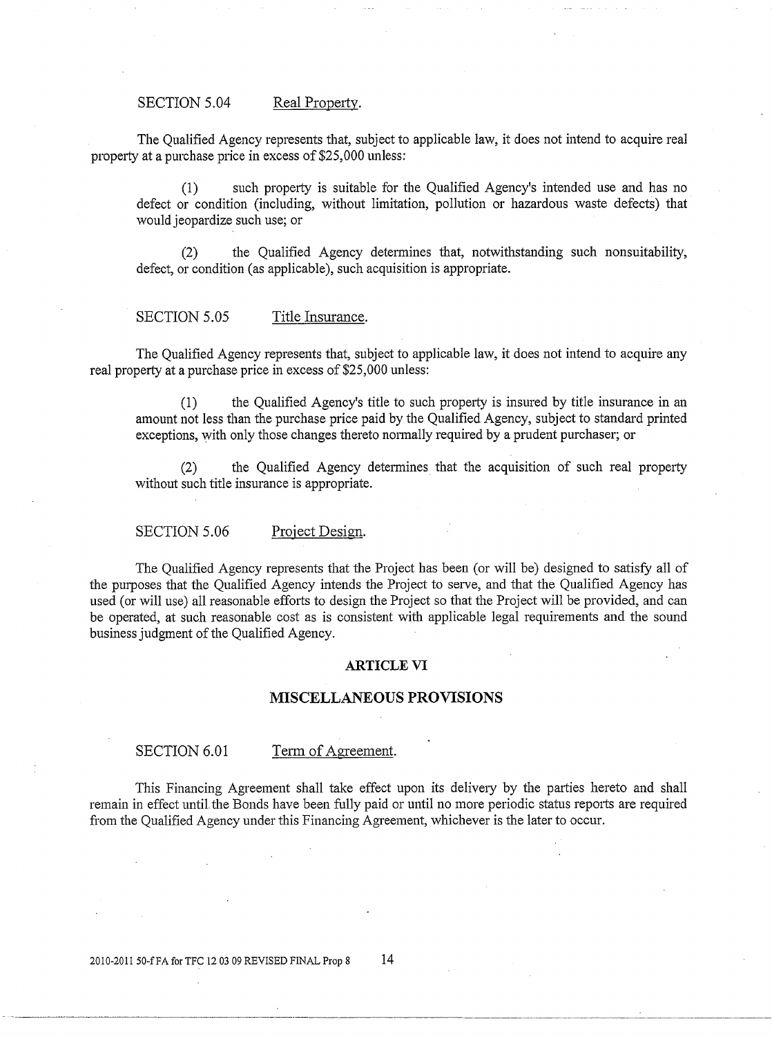SECTION 5.04 Real Property.

The Qualified Agency represents that, subject to applicable law, it does not intend to acquire real property at a purchase price in excess of $25,000 unless:

(1) such property is suitable for the Qualified Agency's intended use and has no defect or condition (including, without limitation, pollution or hazardous waste defects) that would jeopardize such use; or

(2) the Qualified Agency determines that, notwithstanding such nonsuitability, defect, or condition (as applicable), such acquisition is appropriate.

SECTION 5.05 Title Insurance.

The Qualified Agency represents that, subject to applicable law, it does not intend to acquire any real property at a purchase price in excess of $25,000 unless:

(1) the Qualified Agency's title to such property is insured by title insurance in an amount not less than the purchase price paid by the Qualified Agency, subject to standard printed exceptions, with only those changes thereto normally required by a prudent purchaser; or

(2) the Qualified Agency determines that the acquisition of such real property without such title insurance is appropriate.

SECTION 5.06 Project Design.

The Qualified Agency represents that the Project has been (or will be) designed to satisfy all of the purposes that the Qualified Agency intends the Project to serve, and that the Qualified Agency has used (or will use) all reasonable efforts to design the Project so that the Project will be provided, and can be operated, at such reasonable cost as is consistent with applicable legal requirements and the sound business judgment of the Qualified Agency.

## ARTICLE VI

## MISCELLANEOUS PROVISIONS

SECTION 6.01 Term of Agreement.

This Financing Agreement shall take effect upon its delivery by the parties hereto and shall remain in effect until the Bonds have been fully paid or until no more periodic status reports are required from the Qualified Agency under this Financing Agreement, whichever is the later to occur.

2010-2011 50-f FA for TFC 12 03 09 REVISED FINAL Prop 8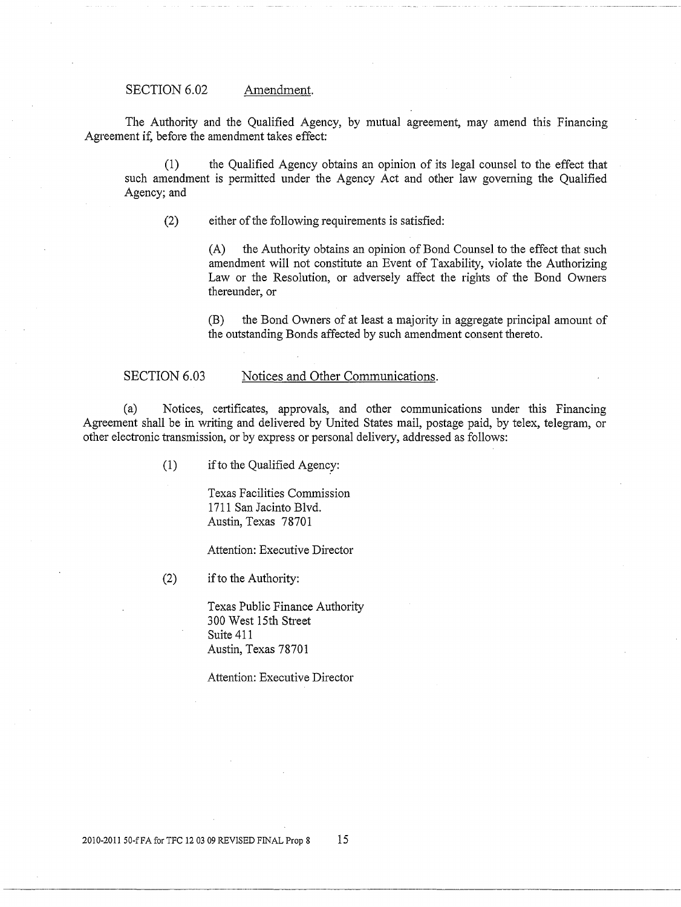### SECTION 6.02 Amendment.

The Authority and the Qualified Agency, by mutual agreement, may amend this Financing Agreement if, before the amendment takes effect:

(1) the Qualified Agency obtains an opinion of its legal counsel to the effect that such amendment is permitted under the Agency Act and other law governing the Qualified Agency; and

(2) either of the following requirements is satisfied:

(A) the Authority obtains an opinion of Bond Counsel to the effect that such amendment will not constitute an Event of Taxability, violate the Authorizing Law or the Resolution, or adversely affect the rights of the Bond Owners thereunder, or

(B) the Bond Owners of at least a majority in aggregate principal amount of the outstanding Bonds affected by such amendment consent thereto.

### SECTION 6.03 Notices and Other Communications.

(a) Notices, certificates, approvals, and other communications under this Financing Agreement shall be in writing and delivered by United States mail, postage paid, by telex, telegram, or other electronic transmission, or by express or personal delivery, addressed as follows:

(1) if to the Qualified Agency:

Texas Facilities Commission  
1711 San Jacinto Blvd.  
Austin, Texas 78701

Attention: Executive Director

(2) if to the Authority:

Texas Public Finance Authority  
300 West 15th Street  
Suite 411  
Austin, Texas 78701

Attention: Executive Director

2010-2011 50-f FA for TFC 12 03 09 REVISED FINAL Prop 8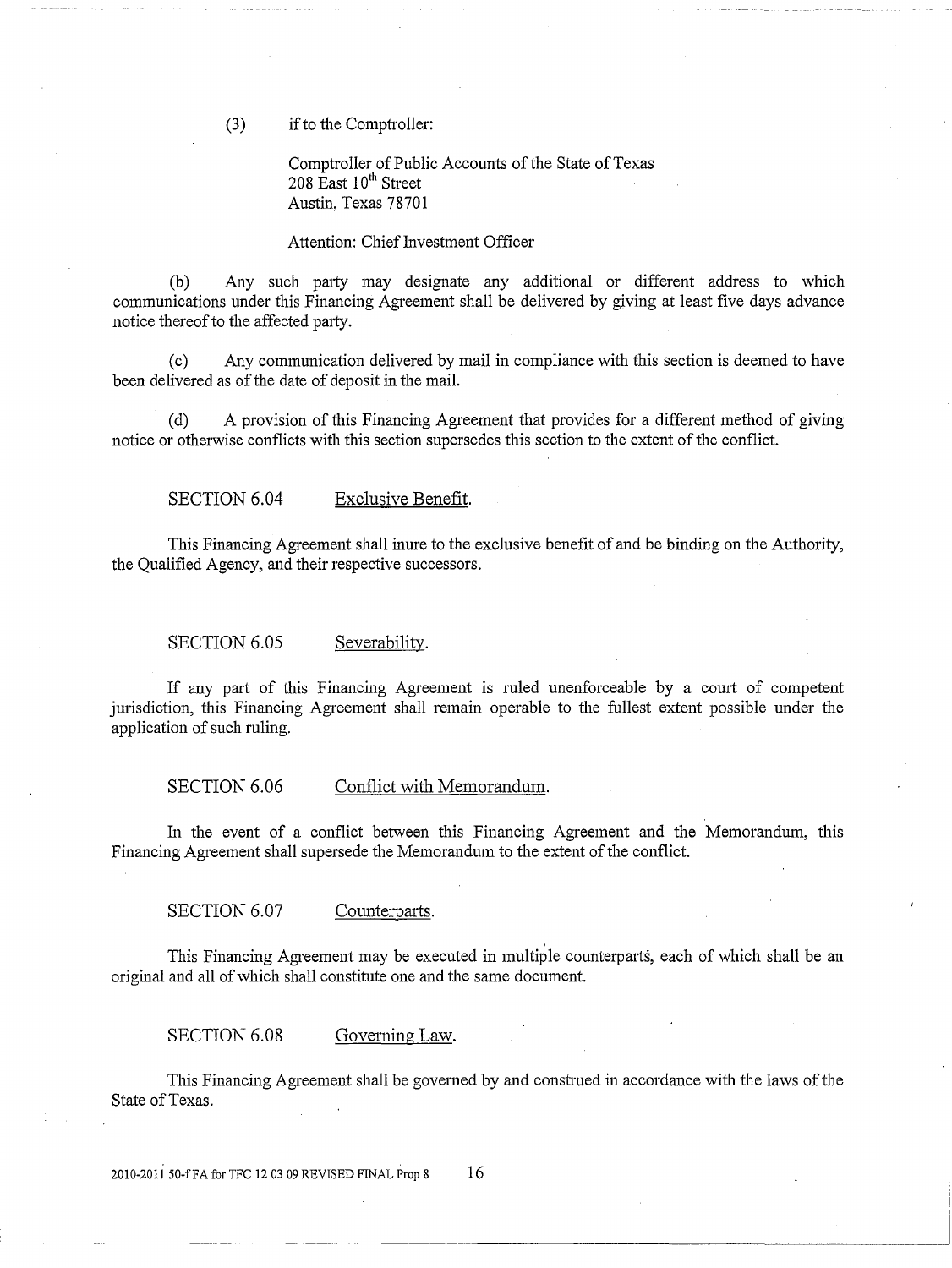(3) if to the Comptroller:

Comptroller of Public Accounts of the State of Texas
208 East 10th Street
Austin, Texas 78701

Attention: Chief Investment Officer

(b) Any such party may designate any additional or different address to which communications under this Financing Agreement shall be delivered by giving at least five days advance notice thereof to the affected party.

(c) Any communication delivered by mail in compliance with this section is deemed to have been delivered as of the date of deposit in the mail.

(d) A provision of this Financing Agreement that provides for a different method of giving notice or otherwise conflicts with this section supersedes this section to the extent of the conflict.

SECTION 6.04 Exclusive Benefit.

This Financing Agreement shall inure to the exclusive benefit of and be binding on the Authority, the Qualified Agency, and their respective successors.

SECTION 6.05 Severability.

If any part of this Financing Agreement is ruled unenforceable by a court of competent jurisdiction, this Financing Agreement shall remain operable to the fullest extent possible under the application of such ruling.

SECTION 6.06 Conflict with Memorandum.

In the event of a conflict between this Financing Agreement and the Memorandum, this Financing Agreement shall supersede the Memorandum to the extent of the conflict.

SECTION 6.07 Counterparts.

This Financing Agreement may be executed in multiple counterparts, each of which shall be an original and all of which shall constitute one and the same document.

SECTION 6.08 Governing Law.

This Financing Agreement shall be governed by and construed in accordance with the laws of the State of Texas.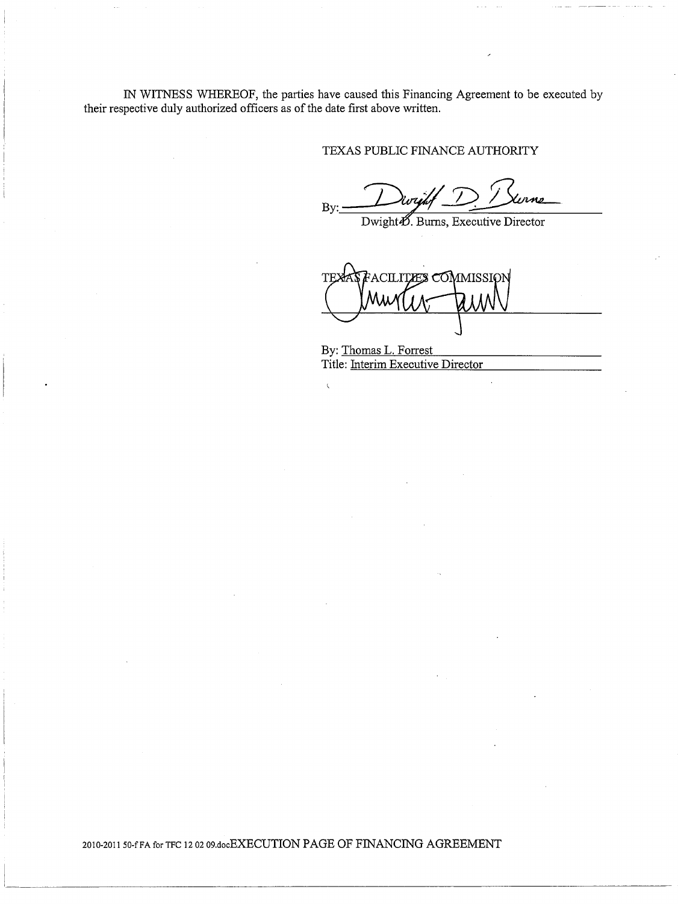IN WITNESS WHEREOF, the parties have caused this Financing Agreement to be executed by their respective duly authorized officers as of the date first above written.

TEXAS PUBLIC FINANCE AUTHORITY

By: ______________________________
Dwight D. Burns, Executive Director

TEXAS FACILITIES COMMISSION

______________________________

By: Thomas L. Forrest
Title: Interim Executive Director

2010-2011 50-f FA for TFC 12 02 09.docEXECUTION PAGE OF FINANCING AGREEMENT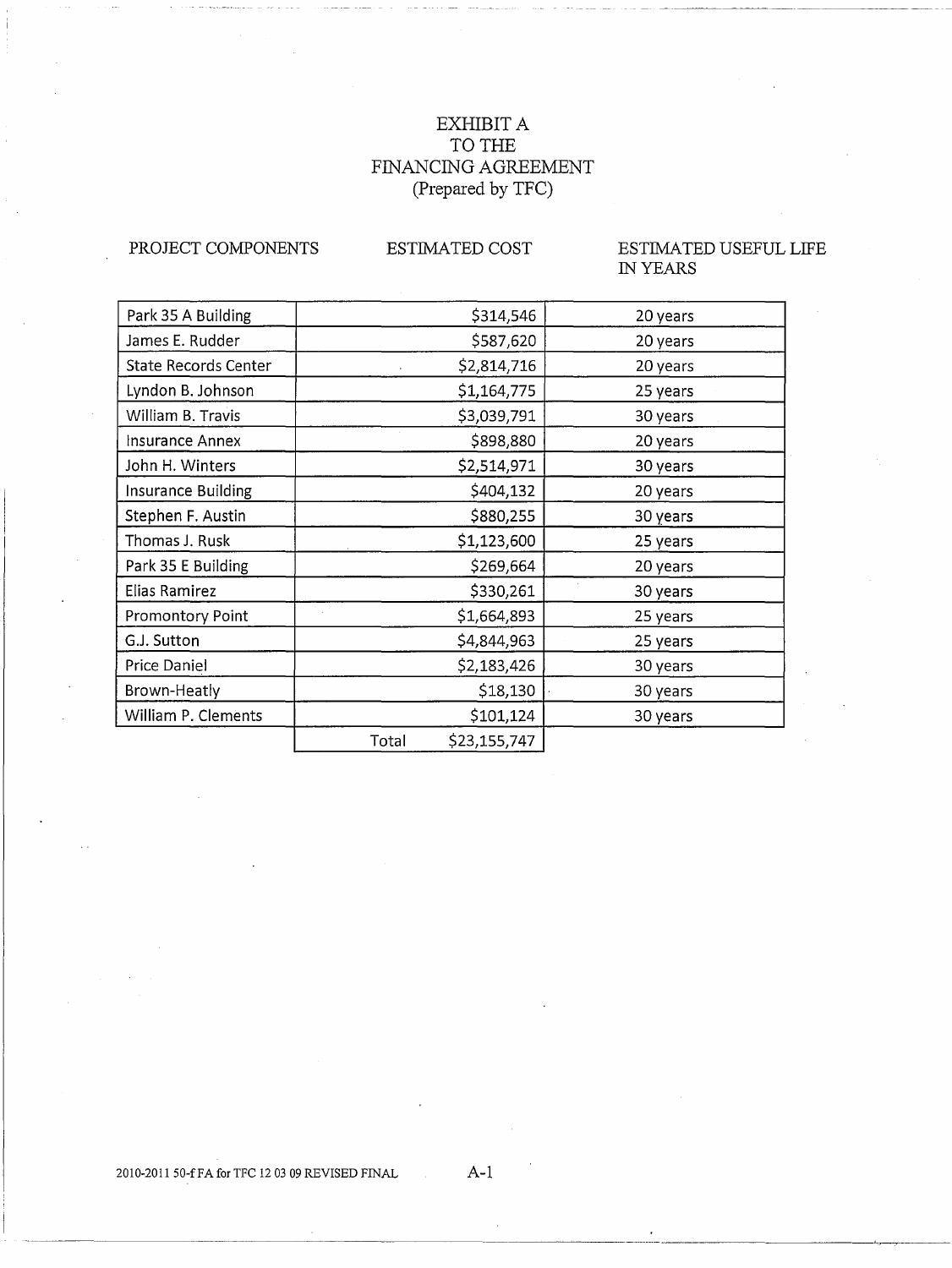# EXHIBIT A
# TO THE
# FINANCING AGREEMENT
(Prepared by TFC)

| PROJECT COMPONENTS | ESTIMATED COST | ESTIMATED USEFUL LIFE IN YEARS |
|---|---|---|
| Park 35 A Building | $314,546 | 20 years |
| James E. Rudder | $587,620 | 20 years |
| State Records Center | $2,814,716 | 20 years |
| Lyndon B. Johnson | $1,164,775 | 25 years |
| William B. Travis | $3,039,791 | 30 years |
| Insurance Annex | $898,880 | 20 years |
| John H. Winters | $2,514,971 | 30 years |
| Insurance Building | $404,132 | 20 years |
| Stephen F. Austin | $880,255 | 30 years |
| Thomas J. Rusk | $1,123,600 | 25 years |
| Park 35 E Building | $269,664 | 20 years |
| Elias Ramirez | $330,261 | 30 years |
| Promontory Point | $1,664,893 | 25 years |
| G.J. Sutton | $4,844,963 | 25 years |
| Price Daniel | $2,183,426 | 30 years |
| Brown-Heatly | $18,130 | 30 years |
| William P. Clements | $101,124 | 30 years |
| | Total $23,155,747 | |

2010-2011 50-f FA for TFC 12 03 09 REVISED FINAL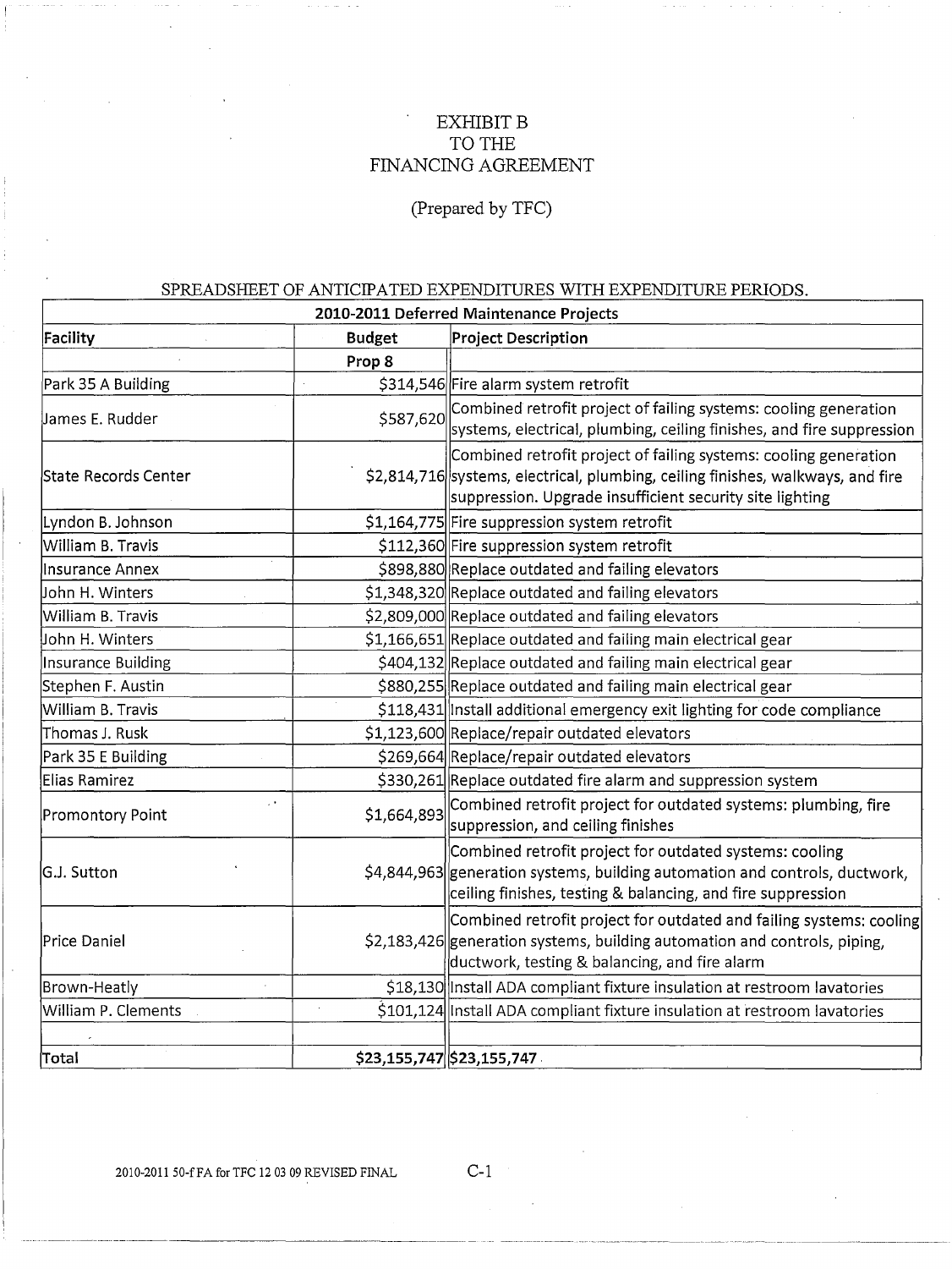# EXHIBIT B
# TO THE
# FINANCING AGREEMENT

(Prepared by TFC)

SPREADSHEET OF ANTICIPATED EXPENDITURES WITH EXPENDITURE PERIODS.

| 2010-2011 Deferred Maintenance Projects | | |
|---|---|---|
| **Facility** | **Budget** | **Project Description** |
| | **Prop 8** | |
| Park 35 A Building | $314,546 | Fire alarm system retrofit |
| James E. Rudder | $587,620 | Combined retrofit project of failing systems: cooling generation systems, electrical, plumbing, ceiling finishes, and fire suppression |
| State Records Center | $2,814,716 | Combined retrofit project of failing systems: cooling generation systems, electrical, plumbing, ceiling finishes, walkways, and fire suppression. Upgrade insufficient security site lighting |
| Lyndon B. Johnson | $1,164,775 | Fire suppression system retrofit |
| William B. Travis | $112,360 | Fire suppression system retrofit |
| Insurance Annex | $898,880 | Replace outdated and failing elevators |
| John H. Winters | $1,348,320 | Replace outdated and failing elevators |
| William B. Travis | $2,809,000 | Replace outdated and failing elevators |
| John H. Winters | $1,166,651 | Replace outdated and failing main electrical gear |
| Insurance Building | $404,132 | Replace outdated and failing main electrical gear |
| Stephen F. Austin | $880,255 | Replace outdated and failing main electrical gear |
| William B. Travis | $118,431 | Install additional emergency exit lighting for code compliance |
| Thomas J. Rusk | $1,123,600 | Replace/repair outdated elevators |
| Park 35 E Building | $269,664 | Replace/repair outdated elevators |
| Elias Ramirez | $330,261 | Replace outdated fire alarm and suppression system |
| Promontory Point | $1,664,893 | Combined retrofit project for outdated systems: plumbing, fire suppression, and ceiling finishes |
| G.J. Sutton | $4,844,963 | Combined retrofit project for outdated systems: cooling generation systems, building automation and controls, ductwork, ceiling finishes, testing & balancing, and fire suppression |
| Price Daniel | $2,183,426 | Combined retrofit project for outdated and failing systems: cooling generation systems, building automation and controls, piping, ductwork, testing & balancing, and fire alarm |
| Brown-Heatly | $18,130 | Install ADA compliant fixture insulation at restroom lavatories |
| William P. Clements | $101,124 | Install ADA compliant fixture insulation at restroom lavatories |
| | | |
| **Total** | **$23,155,747** | **$23,155,747** |

2010-2011 50-f FA for TFC 12 03 09 REVISED FINAL C-1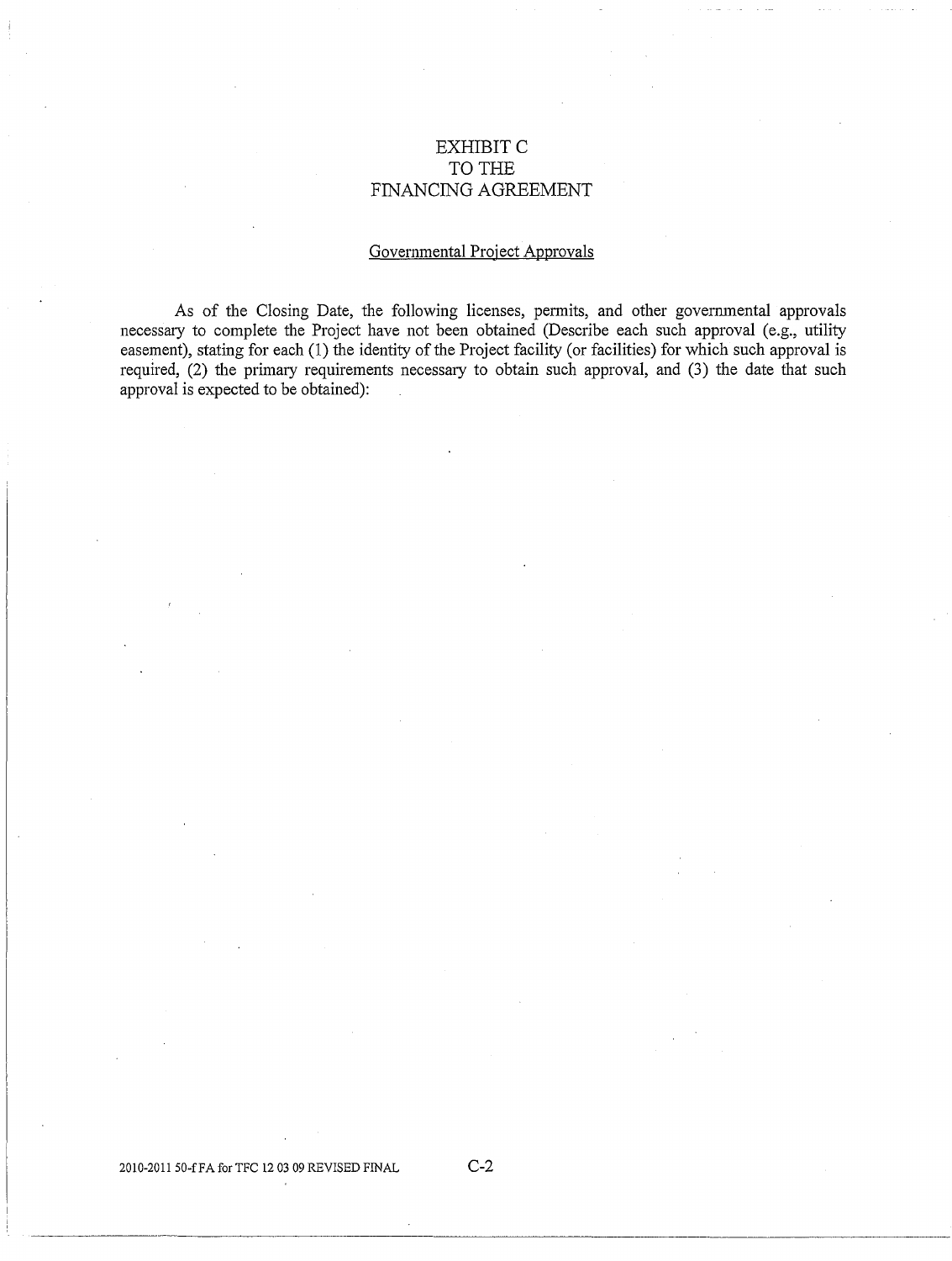# EXHIBIT C
# TO THE
# FINANCING AGREEMENT

Governmental Project Approvals

As of the Closing Date, the following licenses, permits, and other governmental approvals necessary to complete the Project have not been obtained (Describe each such approval (e.g., utility easement), stating for each (1) the identity of the Project facility (or facilities) for which such approval is required, (2) the primary requirements necessary to obtain such approval, and (3) the date that such approval is expected to be obtained):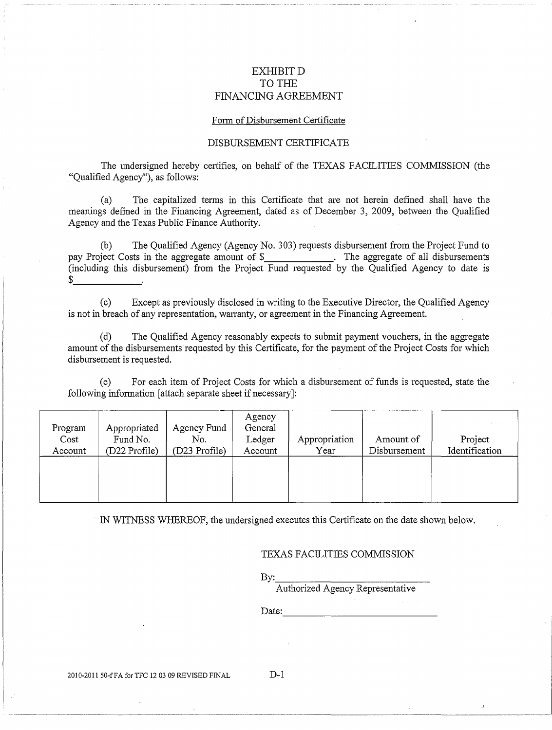# EXHIBIT D
# TO THE
# FINANCING AGREEMENT

Form of Disbursement Certificate

## DISBURSEMENT CERTIFICATE

The undersigned hereby certifies, on behalf of the TEXAS FACILITIES COMMISSION (the "Qualified Agency"), as follows:

(a) The capitalized terms in this Certificate that are not herein defined shall have the meanings defined in the Financing Agreement, dated as of December 3, 2009, between the Qualified Agency and the Texas Public Finance Authority.

(b) The Qualified Agency (Agency No. 303) requests disbursement from the Project Fund to pay Project Costs in the aggregate amount of $____________. The aggregate of all disbursements (including this disbursement) from the Project Fund requested by the Qualified Agency to date is $____________.

(c) Except as previously disclosed in writing to the Executive Director, the Qualified Agency is not in breach of any representation, warranty, or agreement in the Financing Agreement.

(d) The Qualified Agency reasonably expects to submit payment vouchers, in the aggregate amount of the disbursements requested by this Certificate, for the payment of the Project Costs for which disbursement is requested.

(e) For each item of Project Costs for which a disbursement of funds is requested, state the following information [attach separate sheet if necessary]:

| Program Cost Account | Appropriated Fund No. (D22 Profile) | Agency Fund No. (D23 Profile) | Agency General Ledger Account | Appropriation Year | Amount of Disbursement | Project Identification |
|---|---|---|---|---|---|---|
| | | | | | | |

IN WITNESS WHEREOF, the undersigned executes this Certificate on the date shown below.

TEXAS FACILITIES COMMISSION

By:______________________________
Authorized Agency Representative

Date:______________________________

2010-2011 50-f FA for TFC 12 03 09 REVISED FINAL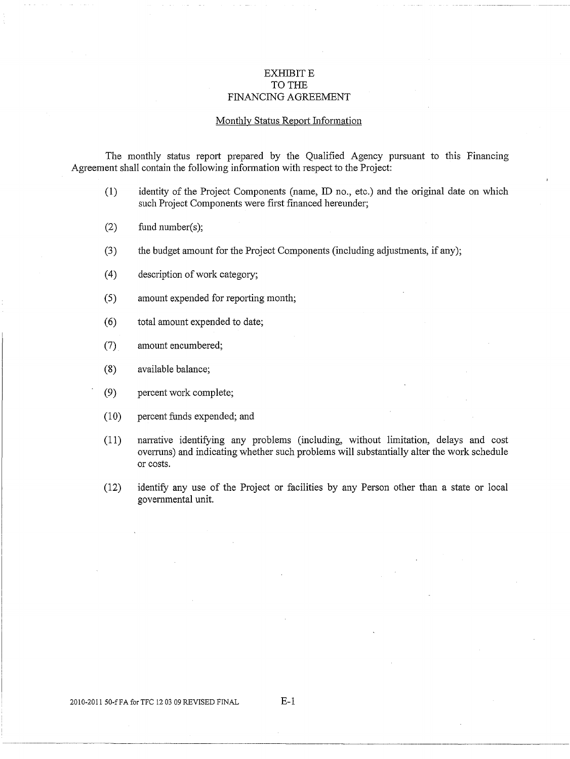# EXHIBIT E
# TO THE
# FINANCING AGREEMENT

## Monthly Status Report Information

The monthly status report prepared by the Qualified Agency pursuant to this Financing Agreement shall contain the following information with respect to the Project:

(1) identity of the Project Components (name, ID no., etc.) and the original date on which such Project Components were first financed hereunder;

(2) fund number(s);

(3) the budget amount for the Project Components (including adjustments, if any);

(4) description of work category;

(5) amount expended for reporting month;

(6) total amount expended to date;

(7) amount encumbered;

(8) available balance;

(9) percent work complete;

(10) percent funds expended; and

(11) narrative identifying any problems (including, without limitation, delays and cost overruns) and indicating whether such problems will substantially alter the work schedule or costs.

(12) identify any use of the Project or facilities by any Person other than a state or local governmental unit.

2010-2011 50-f FA for TFC 12 03 09 REVISED FINAL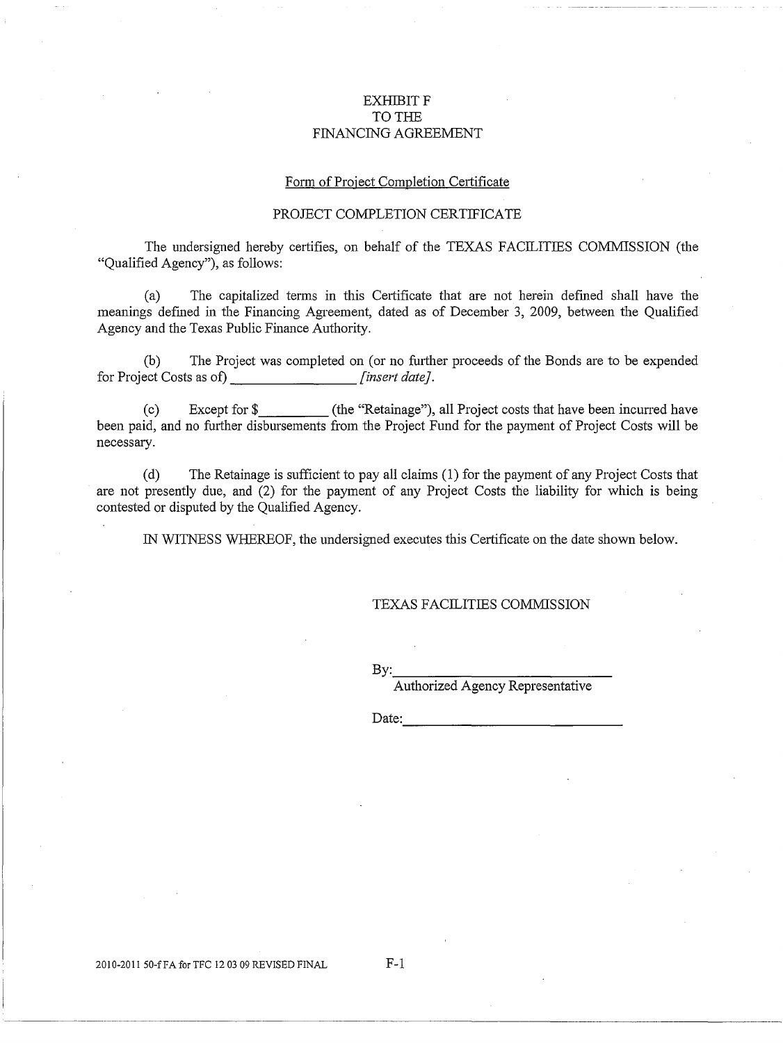EXHIBIT F
TO THE
FINANCING AGREEMENT

Form of Project Completion Certificate

PROJECT COMPLETION CERTIFICATE

The undersigned hereby certifies, on behalf of the TEXAS FACILITIES COMMISSION (the "Qualified Agency"), as follows:

(a) The capitalized terms in this Certificate that are not herein defined shall have the meanings defined in the Financing Agreement, dated as of December 3, 2009, between the Qualified Agency and the Texas Public Finance Authority.

(b) The Project was completed on (or no further proceeds of the Bonds are to be expended for Project Costs as of) ________________ *[insert date]*.

(c) Except for $_________ (the "Retainage"), all Project costs that have been incurred have been paid, and no further disbursements from the Project Fund for the payment of Project Costs will be necessary.

(d) The Retainage is sufficient to pay all claims (1) for the payment of any Project Costs that are not presently due, and (2) for the payment of any Project Costs the liability for which is being contested or disputed by the Qualified Agency.

IN WITNESS WHEREOF, the undersigned executes this Certificate on the date shown below.

TEXAS FACILITIES COMMISSION

By: ______________________________
Authorized Agency Representative

Date: ______________________________

2010-2011 50-f FA for TFC 12 03 09 REVISED FINAL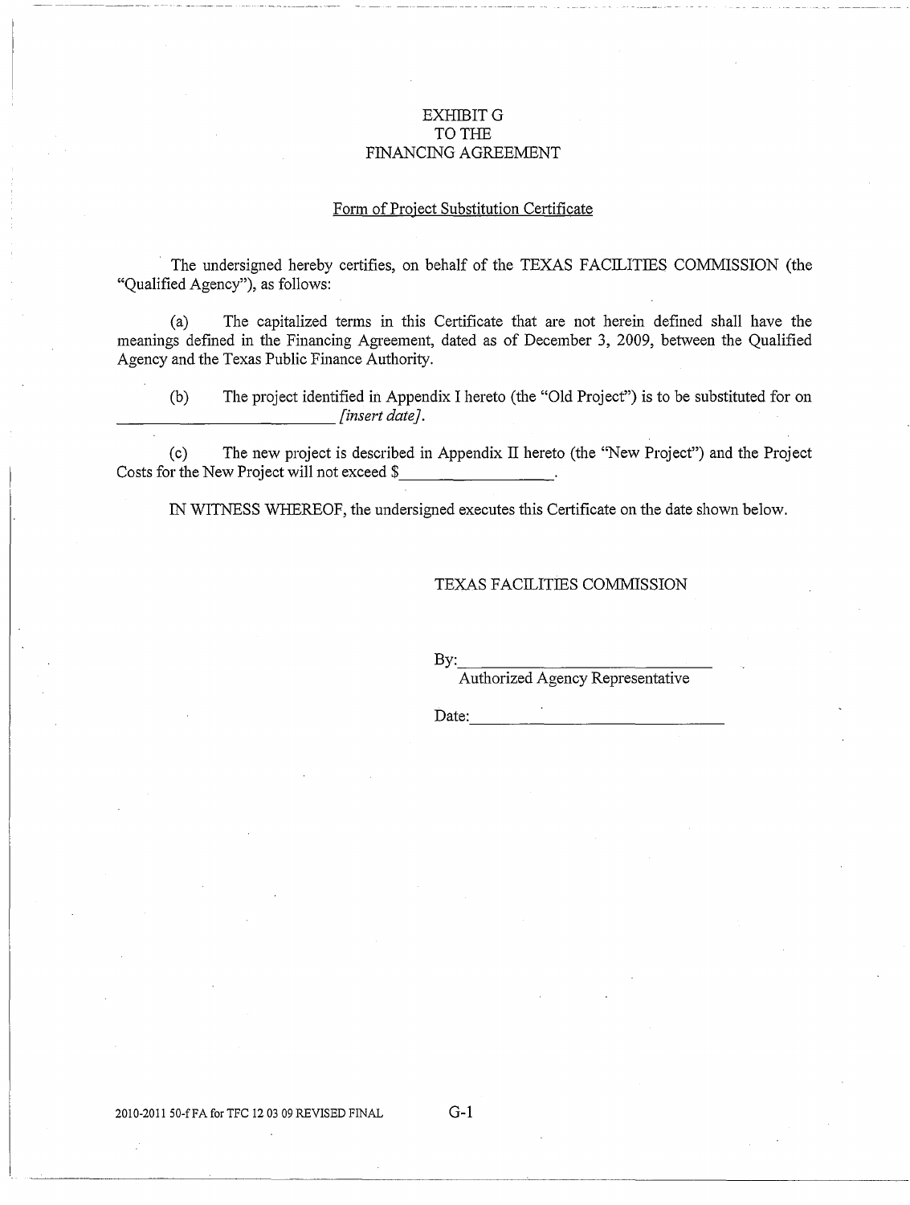# EXHIBIT G
# TO THE
# FINANCING AGREEMENT

## Form of Project Substitution Certificate

The undersigned hereby certifies, on behalf of the TEXAS FACILITIES COMMISSION (the "Qualified Agency"), as follows:

(a) The capitalized terms in this Certificate that are not herein defined shall have the meanings defined in the Financing Agreement, dated as of December 3, 2009, between the Qualified Agency and the Texas Public Finance Authority.

(b) The project identified in Appendix I hereto (the "Old Project") is to be substituted for on ________________________ *[insert date]*.

(c) The new project is described in Appendix II hereto (the "New Project") and the Project Costs for the New Project will not exceed $________________.

IN WITNESS WHEREOF, the undersigned executes this Certificate on the date shown below.

TEXAS FACILITIES COMMISSION

By:_____________________________
Authorized Agency Representative

Date:____________________________

2010-2011 50-f FA for TFC 12 03 09 REVISED FINAL